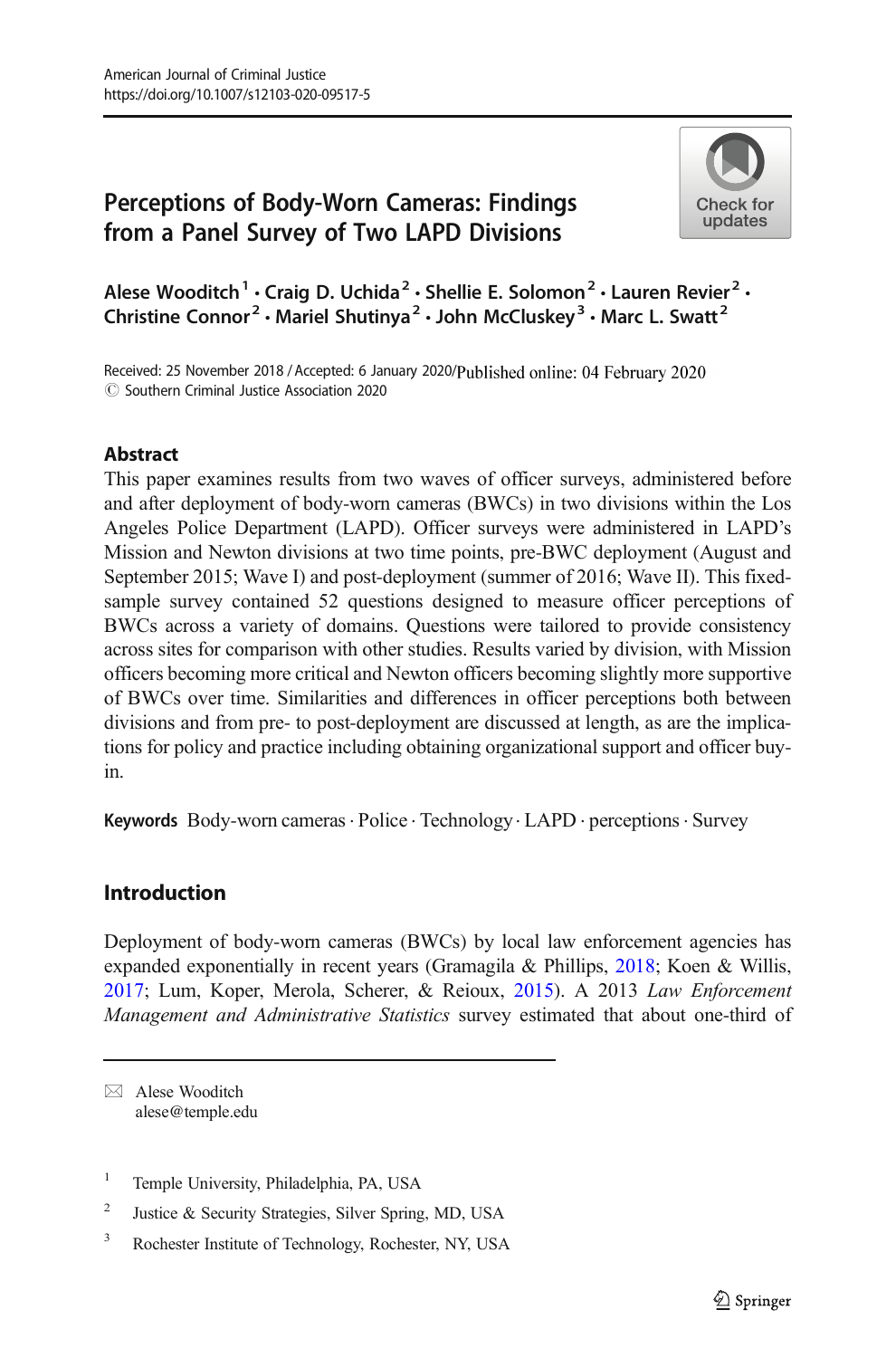# Perceptions of Body-Worn Cameras: Findings from a Panel Survey of Two LAPD Divisions

**Alese Wooditch[1] · Craig D. Uchida[2] · Shellie E. Solomon[2] · Lauren Revier[2] · Christine Connor[2] · Mariel Shutinya[2] · John McCluskey[3] · Marc L. Swatt[2]**

Received: 25 November 2018 / Accepted: 6 January 2020/Published online: 04 February 2020
© Southern Criminal Justice Association 2020

## Abstract

This paper examines results from two waves of officer surveys, administered before and after deployment of body-worn cameras (BWCs) in two divisions within the Los Angeles Police Department (LAPD). Officer surveys were administered in LAPD's Mission and Newton divisions at two time points, pre-BWC deployment (August and September 2015; Wave I) and post-deployment (summer of 2016; Wave II). This fixed-sample survey contained 52 questions designed to measure officer perceptions of BWCs across a variety of domains. Questions were tailored to provide consistency across sites for comparison with other studies. Results varied by division, with Mission officers becoming more critical and Newton officers becoming slightly more supportive of BWCs over time. Similarities and differences in officer perceptions both between divisions and from pre- to post-deployment are discussed at length, as are the implications for policy and practice including obtaining organizational support and officer buy-in.

**Keywords** Body-worn cameras · Police · Technology · LAPD · perceptions · Survey

## Introduction

Deployment of body-worn cameras (BWCs) by local law enforcement agencies has expanded exponentially in recent years (Gramagila & Phillips, 2018; Koen & Willis, 2017; Lum, Koper, Merola, Scherer, & Reioux, 2015). A 2013 *Law Enforcement Management and Administrative Statistics* survey estimated that about one-third of

---

✉ Alese Wooditch
alese@temple.edu

[1] Temple University, Philadelphia, PA, USA

[2] Justice & Security Strategies, Silver Spring, MD, USA

[3] Rochester Institute of Technology, Rochester, NY, USA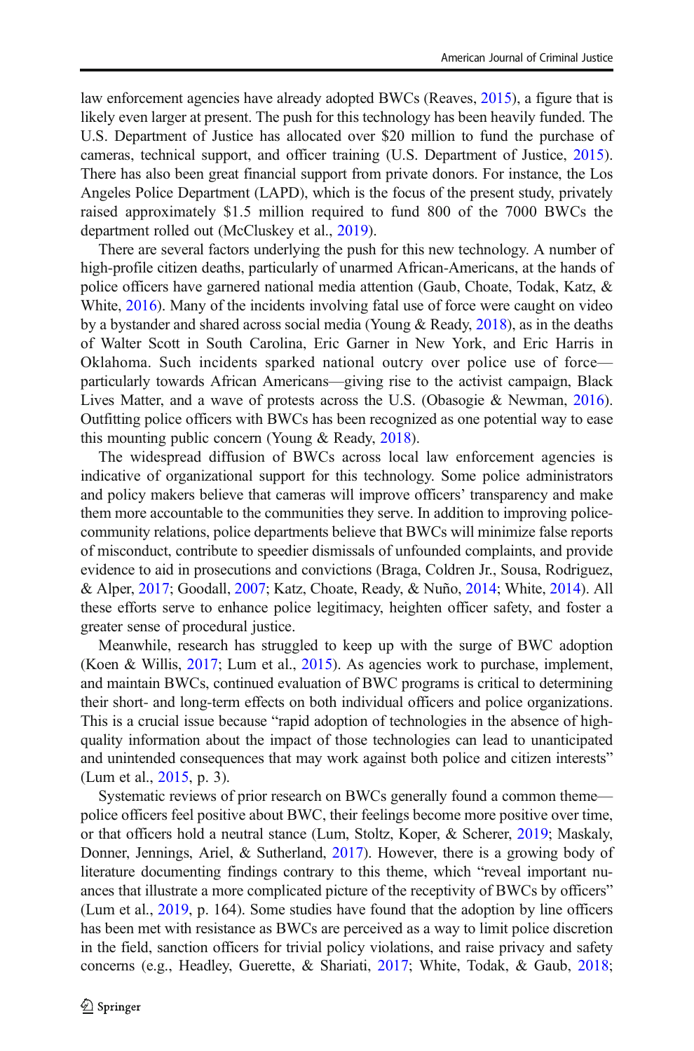law enforcement agencies have already adopted BWCs (Reaves, 2015), a figure that is likely even larger at present. The push for this technology has been heavily funded. The U.S. Department of Justice has allocated over $20 million to fund the purchase of cameras, technical support, and officer training (U.S. Department of Justice, 2015). There has also been great financial support from private donors. For instance, the Los Angeles Police Department (LAPD), which is the focus of the present study, privately raised approximately $1.5 million required to fund 800 of the 7000 BWCs the department rolled out (McCluskey et al., 2019).

There are several factors underlying the push for this new technology. A number of high-profile citizen deaths, particularly of unarmed African-Americans, at the hands of police officers have garnered national media attention (Gaub, Choate, Todak, Katz, & White, 2016). Many of the incidents involving fatal use of force were caught on video by a bystander and shared across social media (Young & Ready, 2018), as in the deaths of Walter Scott in South Carolina, Eric Garner in New York, and Eric Harris in Oklahoma. Such incidents sparked national outcry over police use of force—particularly towards African Americans—giving rise to the activist campaign, Black Lives Matter, and a wave of protests across the U.S. (Obasogie & Newman, 2016). Outfitting police officers with BWCs has been recognized as one potential way to ease this mounting public concern (Young & Ready, 2018).

The widespread diffusion of BWCs across local law enforcement agencies is indicative of organizational support for this technology. Some police administrators and policy makers believe that cameras will improve officers' transparency and make them more accountable to the communities they serve. In addition to improving police-community relations, police departments believe that BWCs will minimize false reports of misconduct, contribute to speedier dismissals of unfounded complaints, and provide evidence to aid in prosecutions and convictions (Braga, Coldren Jr., Sousa, Rodriguez, & Alper, 2017; Goodall, 2007; Katz, Choate, Ready, & Nuño, 2014; White, 2014). All these efforts serve to enhance police legitimacy, heighten officer safety, and foster a greater sense of procedural justice.

Meanwhile, research has struggled to keep up with the surge of BWC adoption (Koen & Willis, 2017; Lum et al., 2015). As agencies work to purchase, implement, and maintain BWCs, continued evaluation of BWC programs is critical to determining their short- and long-term effects on both individual officers and police organizations. This is a crucial issue because "rapid adoption of technologies in the absence of high-quality information about the impact of those technologies can lead to unanticipated and unintended consequences that may work against both police and citizen interests" (Lum et al., 2015, p. 3).

Systematic reviews of prior research on BWCs generally found a common theme—police officers feel positive about BWC, their feelings become more positive over time, or that officers hold a neutral stance (Lum, Stoltz, Koper, & Scherer, 2019; Maskaly, Donner, Jennings, Ariel, & Sutherland, 2017). However, there is a growing body of literature documenting findings contrary to this theme, which "reveal important nuances that illustrate a more complicated picture of the receptivity of BWCs by officers" (Lum et al., 2019, p. 164). Some studies have found that the adoption by line officers has been met with resistance as BWCs are perceived as a way to limit police discretion in the field, sanction officers for trivial policy violations, and raise privacy and safety concerns (e.g., Headley, Guerette, & Shariati, 2017; White, Todak, & Gaub, 2018;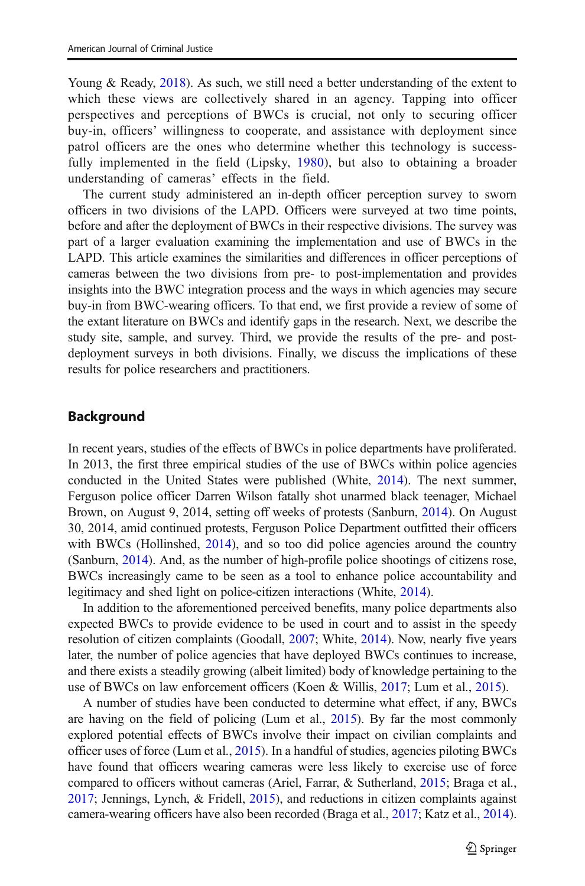Young & Ready, 2018). As such, we still need a better understanding of the extent to which these views are collectively shared in an agency. Tapping into officer perspectives and perceptions of BWCs is crucial, not only to securing officer buy-in, officers' willingness to cooperate, and assistance with deployment since patrol officers are the ones who determine whether this technology is successfully implemented in the field (Lipsky, 1980), but also to obtaining a broader understanding of cameras' effects in the field.

The current study administered an in-depth officer perception survey to sworn officers in two divisions of the LAPD. Officers were surveyed at two time points, before and after the deployment of BWCs in their respective divisions. The survey was part of a larger evaluation examining the implementation and use of BWCs in the LAPD. This article examines the similarities and differences in officer perceptions of cameras between the two divisions from pre- to post-implementation and provides insights into the BWC integration process and the ways in which agencies may secure buy-in from BWC-wearing officers. To that end, we first provide a review of some of the extant literature on BWCs and identify gaps in the research. Next, we describe the study site, sample, and survey. Third, we provide the results of the pre- and post-deployment surveys in both divisions. Finally, we discuss the implications of these results for police researchers and practitioners.

## Background

In recent years, studies of the effects of BWCs in police departments have proliferated. In 2013, the first three empirical studies of the use of BWCs within police agencies conducted in the United States were published (White, 2014). The next summer, Ferguson police officer Darren Wilson fatally shot unarmed black teenager, Michael Brown, on August 9, 2014, setting off weeks of protests (Sanburn, 2014). On August 30, 2014, amid continued protests, Ferguson Police Department outfitted their officers with BWCs (Hollinshed, 2014), and so too did police agencies around the country (Sanburn, 2014). And, as the number of high-profile police shootings of citizens rose, BWCs increasingly came to be seen as a tool to enhance police accountability and legitimacy and shed light on police-citizen interactions (White, 2014).

In addition to the aforementioned perceived benefits, many police departments also expected BWCs to provide evidence to be used in court and to assist in the speedy resolution of citizen complaints (Goodall, 2007; White, 2014). Now, nearly five years later, the number of police agencies that have deployed BWCs continues to increase, and there exists a steadily growing (albeit limited) body of knowledge pertaining to the use of BWCs on law enforcement officers (Koen & Willis, 2017; Lum et al., 2015).

A number of studies have been conducted to determine what effect, if any, BWCs are having on the field of policing (Lum et al., 2015). By far the most commonly explored potential effects of BWCs involve their impact on civilian complaints and officer uses of force (Lum et al., 2015). In a handful of studies, agencies piloting BWCs have found that officers wearing cameras were less likely to exercise use of force compared to officers without cameras (Ariel, Farrar, & Sutherland, 2015; Braga et al., 2017; Jennings, Lynch, & Fridell, 2015), and reductions in citizen complaints against camera-wearing officers have also been recorded (Braga et al., 2017; Katz et al., 2014).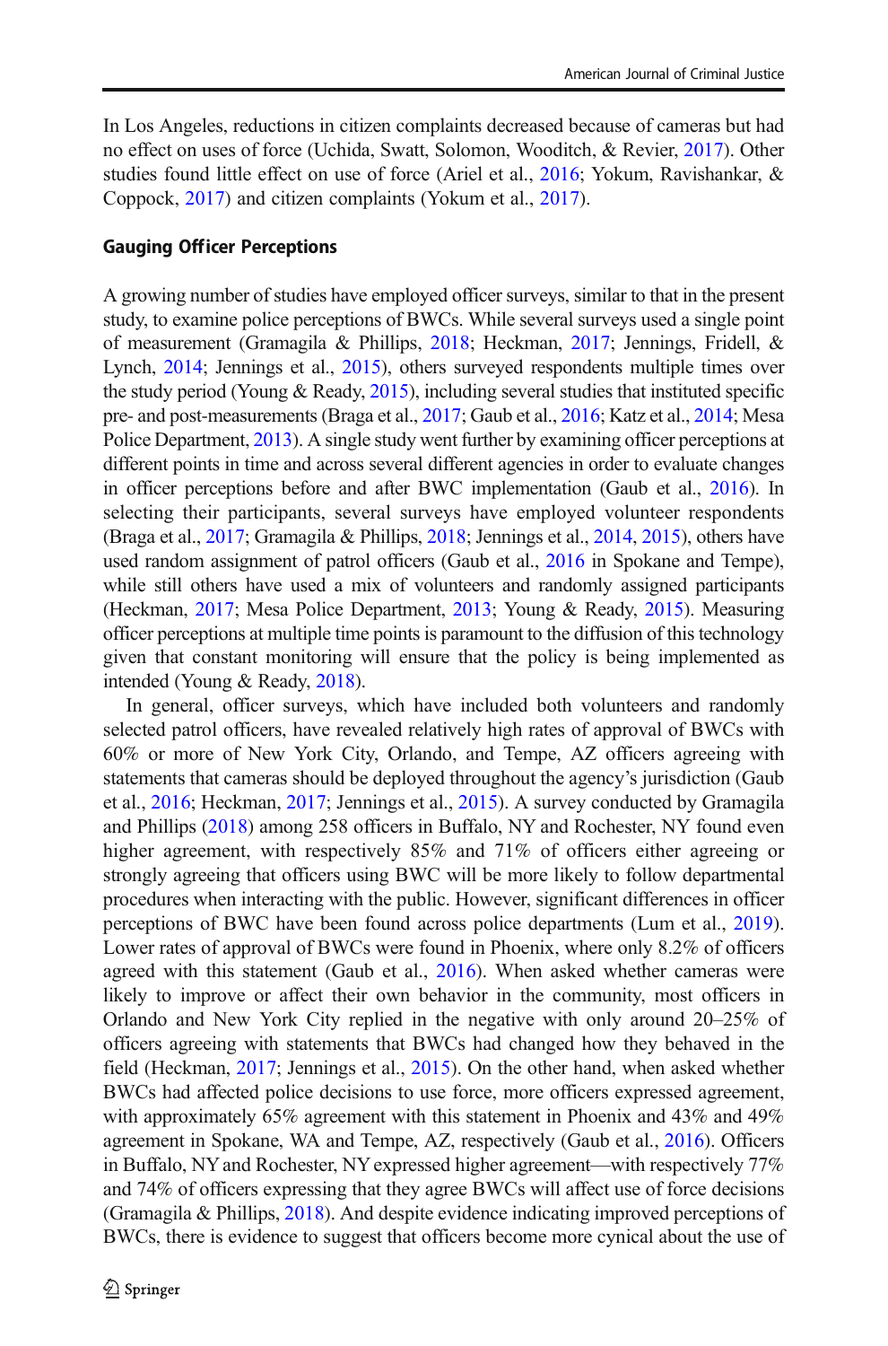In Los Angeles, reductions in citizen complaints decreased because of cameras but had no effect on uses of force (Uchida, Swatt, Solomon, Wooditch, & Revier, 2017). Other studies found little effect on use of force (Ariel et al., 2016; Yokum, Ravishankar, & Coppock, 2017) and citizen complaints (Yokum et al., 2017).

### Gauging Officer Perceptions

A growing number of studies have employed officer surveys, similar to that in the present study, to examine police perceptions of BWCs. While several surveys used a single point of measurement (Gramagila & Phillips, 2018; Heckman, 2017; Jennings, Fridell, & Lynch, 2014; Jennings et al., 2015), others surveyed respondents multiple times over the study period (Young & Ready, 2015), including several studies that instituted specific pre- and post-measurements (Braga et al., 2017; Gaub et al., 2016; Katz et al., 2014; Mesa Police Department, 2013). A single study went further by examining officer perceptions at different points in time and across several different agencies in order to evaluate changes in officer perceptions before and after BWC implementation (Gaub et al., 2016). In selecting their participants, several surveys have employed volunteer respondents (Braga et al., 2017; Gramagila & Phillips, 2018; Jennings et al., 2014, 2015), others have used random assignment of patrol officers (Gaub et al., 2016 in Spokane and Tempe), while still others have used a mix of volunteers and randomly assigned participants (Heckman, 2017; Mesa Police Department, 2013; Young & Ready, 2015). Measuring officer perceptions at multiple time points is paramount to the diffusion of this technology given that constant monitoring will ensure that the policy is being implemented as intended (Young & Ready, 2018).

In general, officer surveys, which have included both volunteers and randomly selected patrol officers, have revealed relatively high rates of approval of BWCs with 60% or more of New York City, Orlando, and Tempe, AZ officers agreeing with statements that cameras should be deployed throughout the agency's jurisdiction (Gaub et al., 2016; Heckman, 2017; Jennings et al., 2015). A survey conducted by Gramagila and Phillips (2018) among 258 officers in Buffalo, NY and Rochester, NY found even higher agreement, with respectively 85% and 71% of officers either agreeing or strongly agreeing that officers using BWC will be more likely to follow departmental procedures when interacting with the public. However, significant differences in officer perceptions of BWC have been found across police departments (Lum et al., 2019). Lower rates of approval of BWCs were found in Phoenix, where only 8.2% of officers agreed with this statement (Gaub et al., 2016). When asked whether cameras were likely to improve or affect their own behavior in the community, most officers in Orlando and New York City replied in the negative with only around 20–25% of officers agreeing with statements that BWCs had changed how they behaved in the field (Heckman, 2017; Jennings et al., 2015). On the other hand, when asked whether BWCs had affected police decisions to use force, more officers expressed agreement, with approximately 65% agreement with this statement in Phoenix and 43% and 49% agreement in Spokane, WA and Tempe, AZ, respectively (Gaub et al., 2016). Officers in Buffalo, NY and Rochester, NY expressed higher agreement—with respectively 77% and 74% of officers expressing that they agree BWCs will affect use of force decisions (Gramagila & Phillips, 2018). And despite evidence indicating improved perceptions of BWCs, there is evidence to suggest that officers become more cynical about the use of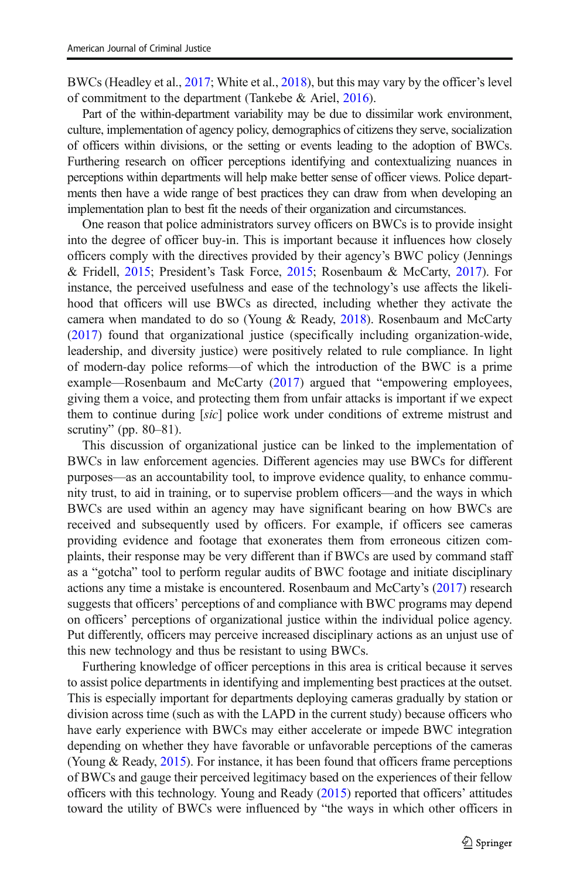BWCs (Headley et al., 2017; White et al., 2018), but this may vary by the officer's level of commitment to the department (Tankebe & Ariel, 2016).

Part of the within-department variability may be due to dissimilar work environment, culture, implementation of agency policy, demographics of citizens they serve, socialization of officers within divisions, or the setting or events leading to the adoption of BWCs. Furthering research on officer perceptions identifying and contextualizing nuances in perceptions within departments will help make better sense of officer views. Police departments then have a wide range of best practices they can draw from when developing an implementation plan to best fit the needs of their organization and circumstances.

One reason that police administrators survey officers on BWCs is to provide insight into the degree of officer buy-in. This is important because it influences how closely officers comply with the directives provided by their agency's BWC policy (Jennings & Fridell, 2015; President's Task Force, 2015; Rosenbaum & McCarty, 2017). For instance, the perceived usefulness and ease of the technology's use affects the likelihood that officers will use BWCs as directed, including whether they activate the camera when mandated to do so (Young & Ready, 2018). Rosenbaum and McCarty (2017) found that organizational justice (specifically including organization-wide, leadership, and diversity justice) were positively related to rule compliance. In light of modern-day police reforms—of which the introduction of the BWC is a prime example—Rosenbaum and McCarty (2017) argued that "empowering employees, giving them a voice, and protecting them from unfair attacks is important if we expect them to continue during [*sic*] police work under conditions of extreme mistrust and scrutiny" (pp. 80–81).

This discussion of organizational justice can be linked to the implementation of BWCs in law enforcement agencies. Different agencies may use BWCs for different purposes—as an accountability tool, to improve evidence quality, to enhance community trust, to aid in training, or to supervise problem officers—and the ways in which BWCs are used within an agency may have significant bearing on how BWCs are received and subsequently used by officers. For example, if officers see cameras providing evidence and footage that exonerates them from erroneous citizen complaints, their response may be very different than if BWCs are used by command staff as a "gotcha" tool to perform regular audits of BWC footage and initiate disciplinary actions any time a mistake is encountered. Rosenbaum and McCarty's (2017) research suggests that officers' perceptions of and compliance with BWC programs may depend on officers' perceptions of organizational justice within the individual police agency. Put differently, officers may perceive increased disciplinary actions as an unjust use of this new technology and thus be resistant to using BWCs.

Furthering knowledge of officer perceptions in this area is critical because it serves to assist police departments in identifying and implementing best practices at the outset. This is especially important for departments deploying cameras gradually by station or division across time (such as with the LAPD in the current study) because officers who have early experience with BWCs may either accelerate or impede BWC integration depending on whether they have favorable or unfavorable perceptions of the cameras (Young & Ready, 2015). For instance, it has been found that officers frame perceptions of BWCs and gauge their perceived legitimacy based on the experiences of their fellow officers with this technology. Young and Ready (2015) reported that officers' attitudes toward the utility of BWCs were influenced by "the ways in which other officers in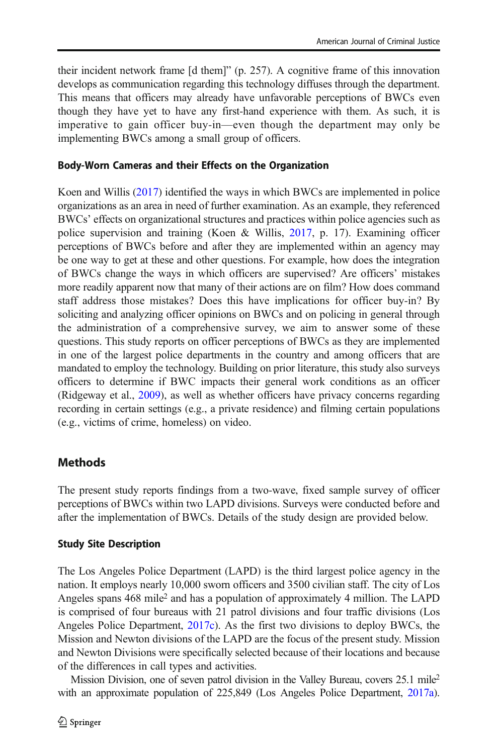their incident network frame [d them]" (p. 257). A cognitive frame of this innovation develops as communication regarding this technology diffuses through the department. This means that officers may already have unfavorable perceptions of BWCs even though they have yet to have any first-hand experience with them. As such, it is imperative to gain officer buy-in—even though the department may only be implementing BWCs among a small group of officers.

### Body-Worn Cameras and their Effects on the Organization

Koen and Willis (2017) identified the ways in which BWCs are implemented in police organizations as an area in need of further examination. As an example, they referenced BWCs' effects on organizational structures and practices within police agencies such as police supervision and training (Koen & Willis, 2017, p. 17). Examining officer perceptions of BWCs before and after they are implemented within an agency may be one way to get at these and other questions. For example, how does the integration of BWCs change the ways in which officers are supervised? Are officers' mistakes more readily apparent now that many of their actions are on film? How does command staff address those mistakes? Does this have implications for officer buy-in? By soliciting and analyzing officer opinions on BWCs and on policing in general through the administration of a comprehensive survey, we aim to answer some of these questions. This study reports on officer perceptions of BWCs as they are implemented in one of the largest police departments in the country and among officers that are mandated to employ the technology. Building on prior literature, this study also surveys officers to determine if BWC impacts their general work conditions as an officer (Ridgeway et al., 2009), as well as whether officers have privacy concerns regarding recording in certain settings (e.g., a private residence) and filming certain populations (e.g., victims of crime, homeless) on video.

## Methods

The present study reports findings from a two-wave, fixed sample survey of officer perceptions of BWCs within two LAPD divisions. Surveys were conducted before and after the implementation of BWCs. Details of the study design are provided below.

### Study Site Description

The Los Angeles Police Department (LAPD) is the third largest police agency in the nation. It employs nearly 10,000 sworn officers and 3500 civilian staff. The city of Los Angeles spans 468 mile$^2$ and has a population of approximately 4 million. The LAPD is comprised of four bureaus with 21 patrol divisions and four traffic divisions (Los Angeles Police Department, 2017c). As the first two divisions to deploy BWCs, the Mission and Newton divisions of the LAPD are the focus of the present study. Mission and Newton Divisions were specifically selected because of their locations and because of the differences in call types and activities.

Mission Division, one of seven patrol division in the Valley Bureau, covers 25.1 mile$^2$ with an approximate population of 225,849 (Los Angeles Police Department, 2017a).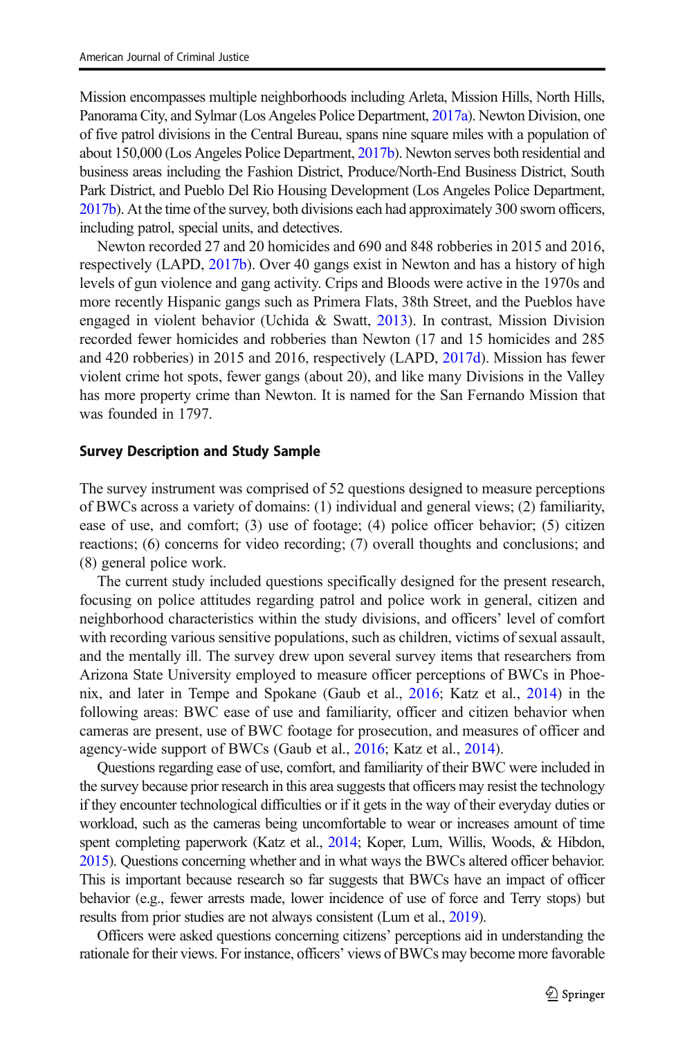Mission encompasses multiple neighborhoods including Arleta, Mission Hills, North Hills, Panorama City, and Sylmar (Los Angeles Police Department, 2017a). Newton Division, one of five patrol divisions in the Central Bureau, spans nine square miles with a population of about 150,000 (Los Angeles Police Department, 2017b). Newton serves both residential and business areas including the Fashion District, Produce/North-End Business District, South Park District, and Pueblo Del Rio Housing Development (Los Angeles Police Department, 2017b). At the time of the survey, both divisions each had approximately 300 sworn officers, including patrol, special units, and detectives.

Newton recorded 27 and 20 homicides and 690 and 848 robberies in 2015 and 2016, respectively (LAPD, 2017b). Over 40 gangs exist in Newton and has a history of high levels of gun violence and gang activity. Crips and Bloods were active in the 1970s and more recently Hispanic gangs such as Primera Flats, 38th Street, and the Pueblos have engaged in violent behavior (Uchida & Swatt, 2013). In contrast, Mission Division recorded fewer homicides and robberies than Newton (17 and 15 homicides and 285 and 420 robberies) in 2015 and 2016, respectively (LAPD, 2017d). Mission has fewer violent crime hot spots, fewer gangs (about 20), and like many Divisions in the Valley has more property crime than Newton. It is named for the San Fernando Mission that was founded in 1797.

## Survey Description and Study Sample

The survey instrument was comprised of 52 questions designed to measure perceptions of BWCs across a variety of domains: (1) individual and general views; (2) familiarity, ease of use, and comfort; (3) use of footage; (4) police officer behavior; (5) citizen reactions; (6) concerns for video recording; (7) overall thoughts and conclusions; and (8) general police work.

The current study included questions specifically designed for the present research, focusing on police attitudes regarding patrol and police work in general, citizen and neighborhood characteristics within the study divisions, and officers' level of comfort with recording various sensitive populations, such as children, victims of sexual assault, and the mentally ill. The survey drew upon several survey items that researchers from Arizona State University employed to measure officer perceptions of BWCs in Phoenix, and later in Tempe and Spokane (Gaub et al., 2016; Katz et al., 2014) in the following areas: BWC ease of use and familiarity, officer and citizen behavior when cameras are present, use of BWC footage for prosecution, and measures of officer and agency-wide support of BWCs (Gaub et al., 2016; Katz et al., 2014).

Questions regarding ease of use, comfort, and familiarity of their BWC were included in the survey because prior research in this area suggests that officers may resist the technology if they encounter technological difficulties or if it gets in the way of their everyday duties or workload, such as the cameras being uncomfortable to wear or increases amount of time spent completing paperwork (Katz et al., 2014; Koper, Lum, Willis, Woods, & Hibdon, 2015). Questions concerning whether and in what ways the BWCs altered officer behavior. This is important because research so far suggests that BWCs have an impact of officer behavior (e.g., fewer arrests made, lower incidence of use of force and Terry stops) but results from prior studies are not always consistent (Lum et al., 2019).

Officers were asked questions concerning citizens' perceptions aid in understanding the rationale for their views. For instance, officers' views of BWCs may become more favorable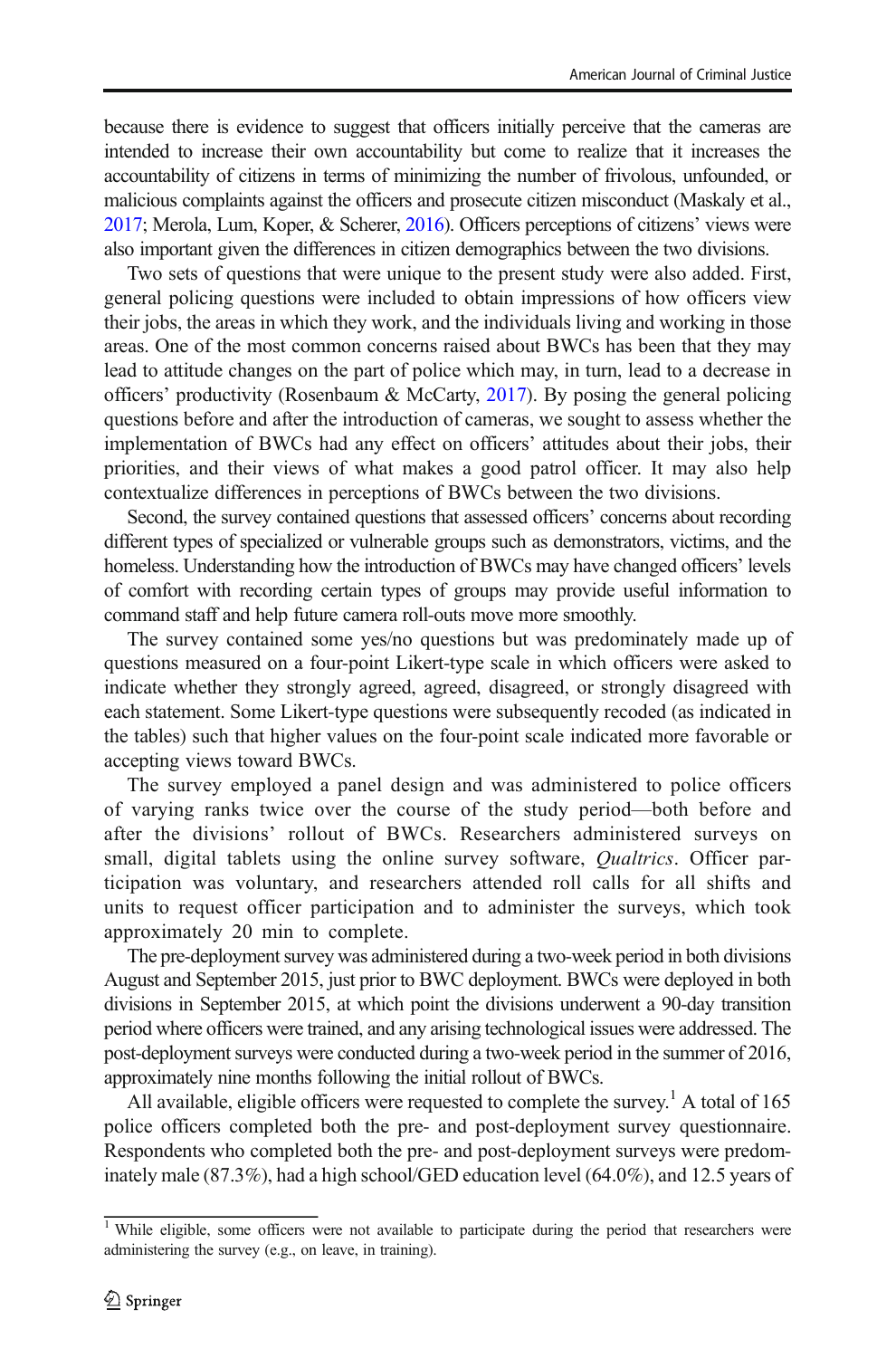because there is evidence to suggest that officers initially perceive that the cameras are intended to increase their own accountability but come to realize that it increases the accountability of citizens in terms of minimizing the number of frivolous, unfounded, or malicious complaints against the officers and prosecute citizen misconduct (Maskaly et al., 2017; Merola, Lum, Koper, & Scherer, 2016). Officers perceptions of citizens' views were also important given the differences in citizen demographics between the two divisions.

Two sets of questions that were unique to the present study were also added. First, general policing questions were included to obtain impressions of how officers view their jobs, the areas in which they work, and the individuals living and working in those areas. One of the most common concerns raised about BWCs has been that they may lead to attitude changes on the part of police which may, in turn, lead to a decrease in officers' productivity (Rosenbaum & McCarty, 2017). By posing the general policing questions before and after the introduction of cameras, we sought to assess whether the implementation of BWCs had any effect on officers' attitudes about their jobs, their priorities, and their views of what makes a good patrol officer. It may also help contextualize differences in perceptions of BWCs between the two divisions.

Second, the survey contained questions that assessed officers' concerns about recording different types of specialized or vulnerable groups such as demonstrators, victims, and the homeless. Understanding how the introduction of BWCs may have changed officers' levels of comfort with recording certain types of groups may provide useful information to command staff and help future camera roll-outs move more smoothly.

The survey contained some yes/no questions but was predominately made up of questions measured on a four-point Likert-type scale in which officers were asked to indicate whether they strongly agreed, agreed, disagreed, or strongly disagreed with each statement. Some Likert-type questions were subsequently recoded (as indicated in the tables) such that higher values on the four-point scale indicated more favorable or accepting views toward BWCs.

The survey employed a panel design and was administered to police officers of varying ranks twice over the course of the study period—both before and after the divisions' rollout of BWCs. Researchers administered surveys on small, digital tablets using the online survey software, *Qualtrics*. Officer participation was voluntary, and researchers attended roll calls for all shifts and units to request officer participation and to administer the surveys, which took approximately 20 min to complete.

The pre-deployment survey was administered during a two-week period in both divisions August and September 2015, just prior to BWC deployment. BWCs were deployed in both divisions in September 2015, at which point the divisions underwent a 90-day transition period where officers were trained, and any arising technological issues were addressed. The post-deployment surveys were conducted during a two-week period in the summer of 2016, approximately nine months following the initial rollout of BWCs.

All available, eligible officers were requested to complete the survey.[1] A total of 165 police officers completed both the pre- and post-deployment survey questionnaire. Respondents who completed both the pre- and post-deployment surveys were predominately male (87.3%), had a high school/GED education level (64.0%), and 12.5 years of

[1] While eligible, some officers were not available to participate during the period that researchers were administering the survey (e.g., on leave, in training).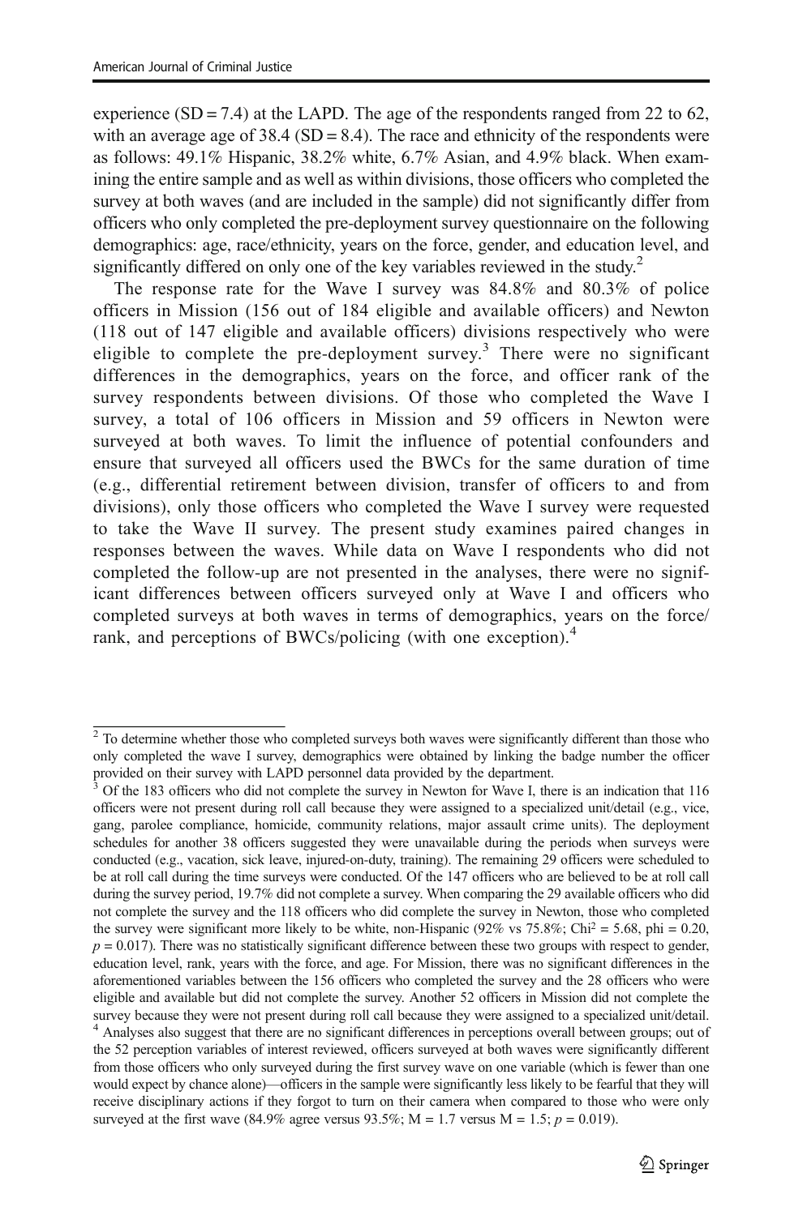experience (SD = 7.4) at the LAPD. The age of the respondents ranged from 22 to 62, with an average age of 38.4 (SD = 8.4). The race and ethnicity of the respondents were as follows: 49.1% Hispanic, 38.2% white, 6.7% Asian, and 4.9% black. When examining the entire sample and as well as within divisions, those officers who completed the survey at both waves (and are included in the sample) did not significantly differ from officers who only completed the pre-deployment survey questionnaire on the following demographics: age, race/ethnicity, years on the force, gender, and education level, and significantly differed on only one of the key variables reviewed in the study.[2]

The response rate for the Wave I survey was 84.8% and 80.3% of police officers in Mission (156 out of 184 eligible and available officers) and Newton (118 out of 147 eligible and available officers) divisions respectively who were eligible to complete the pre-deployment survey.[3] There were no significant differences in the demographics, years on the force, and officer rank of the survey respondents between divisions. Of those who completed the Wave I survey, a total of 106 officers in Mission and 59 officers in Newton were surveyed at both waves. To limit the influence of potential confounders and ensure that surveyed all officers used the BWCs for the same duration of time (e.g., differential retirement between division, transfer of officers to and from divisions), only those officers who completed the Wave I survey were requested to take the Wave II survey. The present study examines paired changes in responses between the waves. While data on Wave I respondents who did not completed the follow-up are not presented in the analyses, there were no significant differences between officers surveyed only at Wave I and officers who completed surveys at both waves in terms of demographics, years on the force/rank, and perceptions of BWCs/policing (with one exception).[4]

---

[2] To determine whether those who completed surveys both waves were significantly different than those who only completed the wave I survey, demographics were obtained by linking the badge number the officer provided on their survey with LAPD personnel data provided by the department.

[3] Of the 183 officers who did not complete the survey in Newton for Wave I, there is an indication that 116 officers were not present during roll call because they were assigned to a specialized unit/detail (e.g., vice, gang, parolee compliance, homicide, community relations, major assault crime units). The deployment schedules for another 38 officers suggested they were unavailable during the periods when surveys were conducted (e.g., vacation, sick leave, injured-on-duty, training). The remaining 29 officers were scheduled to be at roll call during the time surveys were conducted. Of the 147 officers who are believed to be at roll call during the survey period, 19.7% did not complete a survey. When comparing the 29 available officers who did not complete the survey and the 118 officers who did complete the survey in Newton, those who completed the survey were significant more likely to be white, non-Hispanic (92% vs 75.8%; $Chi^2 = 5.68$, phi = 0.20, $p = 0.017$). There was no statistically significant difference between these two groups with respect to gender, education level, rank, years with the force, and age. For Mission, there was no significant differences in the aforementioned variables between the 156 officers who completed the survey and the 28 officers who were eligible and available but did not complete the survey. Another 52 officers in Mission did not complete the survey because they were not present during roll call because they were assigned to a specialized unit/detail.

[4] Analyses also suggest that there are no significant differences in perceptions overall between groups; out of the 52 perception variables of interest reviewed, officers surveyed at both waves were significantly different from those officers who only surveyed during the first survey wave on one variable (which is fewer than one would expect by chance alone)—officers in the sample were significantly less likely to be fearful that they will receive disciplinary actions if they forgot to turn on their camera when compared to those who were only surveyed at the first wave (84.9% agree versus 93.5%; M = 1.7 versus M = 1.5; $p = 0.019$).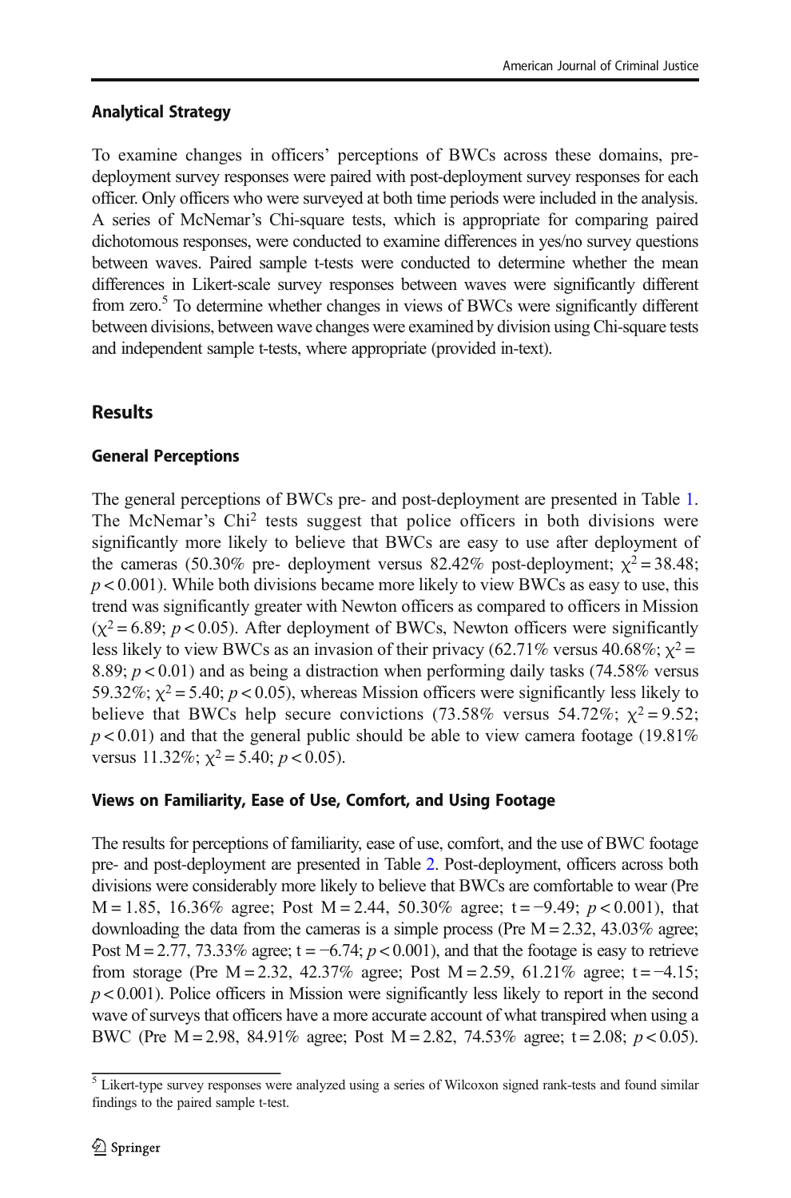### Analytical Strategy

To examine changes in officers' perceptions of BWCs across these domains, pre-deployment survey responses were paired with post-deployment survey responses for each officer. Only officers who were surveyed at both time periods were included in the analysis. A series of McNemar's Chi-square tests, which is appropriate for comparing paired dichotomous responses, were conducted to examine differences in yes/no survey questions between waves. Paired sample t-tests were conducted to determine whether the mean differences in Likert-scale survey responses between waves were significantly different from zero.[5] To determine whether changes in views of BWCs were significantly different between divisions, between wave changes were examined by division using Chi-square tests and independent sample t-tests, where appropriate (provided in-text).

## Results

### General Perceptions

The general perceptions of BWCs pre- and post-deployment are presented in Table 1. The McNemar's Chi[2] tests suggest that police officers in both divisions were significantly more likely to believe that BWCs are easy to use after deployment of the cameras (50.30% pre- deployment versus 82.42% post-deployment; $\chi^2 = 38.48$; $p < 0.001$). While both divisions became more likely to view BWCs as easy to use, this trend was significantly greater with Newton officers as compared to officers in Mission ($\chi^2 = 6.89$; $p < 0.05$). After deployment of BWCs, Newton officers were significantly less likely to view BWCs as an invasion of their privacy (62.71% versus 40.68%; $\chi^2 = 8.89$; $p < 0.01$) and as being a distraction when performing daily tasks (74.58% versus 59.32%; $\chi^2 = 5.40$; $p < 0.05$), whereas Mission officers were significantly less likely to believe that BWCs help secure convictions (73.58% versus 54.72%; $\chi^2 = 9.52$; $p < 0.01$) and that the general public should be able to view camera footage (19.81% versus 11.32%; $\chi^2 = 5.40$; $p < 0.05$).

### Views on Familiarity, Ease of Use, Comfort, and Using Footage

The results for perceptions of familiarity, ease of use, comfort, and the use of BWC footage pre- and post-deployment are presented in Table 2. Post-deployment, officers across both divisions were considerably more likely to believe that BWCs are comfortable to wear (Pre M = 1.85, 16.36% agree; Post M = 2.44, 50.30% agree; $t = -9.49$; $p < 0.001$), that downloading the data from the cameras is a simple process (Pre M = 2.32, 43.03% agree; Post M = 2.77, 73.33% agree; $t = -6.74$; $p < 0.001$), and that the footage is easy to retrieve from storage (Pre M = 2.32, 42.37% agree; Post M = 2.59, 61.21% agree; $t = -4.15$; $p < 0.001$). Police officers in Mission were significantly less likely to report in the second wave of surveys that officers have a more accurate account of what transpired when using a BWC (Pre M = 2.98, 84.91% agree; Post M = 2.82, 74.53% agree; $t = 2.08$; $p < 0.05$).

[5] Likert-type survey responses were analyzed using a series of Wilcoxon signed rank-tests and found similar findings to the paired sample t-test.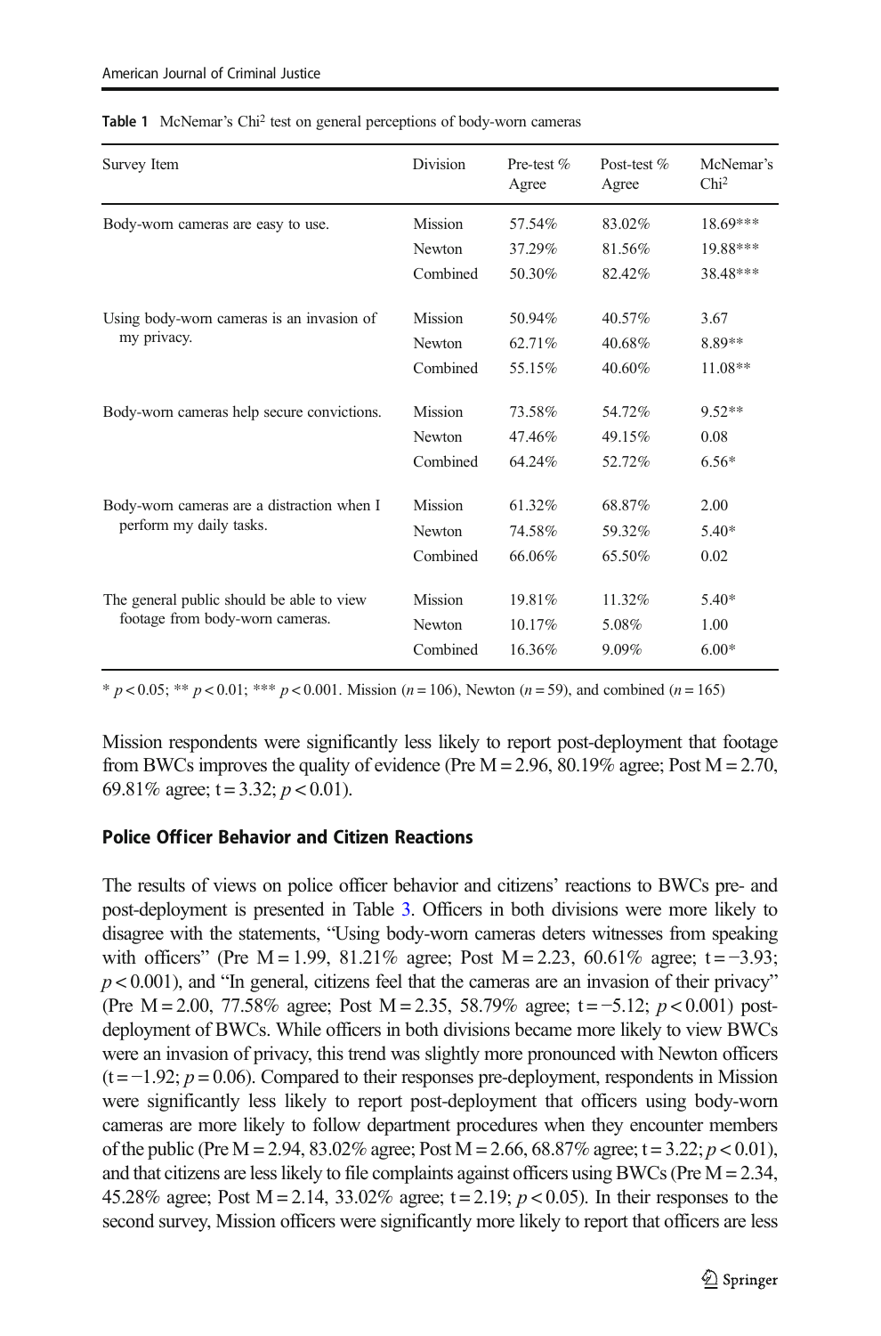**Table 1** McNemar's Chi² test on general perceptions of body-worn cameras

| Survey Item | Division | Pre-test % Agree | Post-test % Agree | McNemar's Chi² |
|---|---|---|---|---|
| Body-worn cameras are easy to use. | Mission | 57.54% | 83.02% | 18.69*** |
| | Newton | 37.29% | 81.56% | 19.88*** |
| | Combined | 50.30% | 82.42% | 38.48*** |
| Using body-worn cameras is an invasion of my privacy. | Mission | 50.94% | 40.57% | 3.67 |
| | Newton | 62.71% | 40.68% | 8.89** |
| | Combined | 55.15% | 40.60% | 11.08** |
| Body-worn cameras help secure convictions. | Mission | 73.58% | 54.72% | 9.52** |
| | Newton | 47.46% | 49.15% | 0.08 |
| | Combined | 64.24% | 52.72% | 6.56* |
| Body-worn cameras are a distraction when I perform my daily tasks. | Mission | 61.32% | 68.87% | 2.00 |
| | Newton | 74.58% | 59.32% | 5.40* |
| | Combined | 66.06% | 65.50% | 0.02 |
| The general public should be able to view footage from body-worn cameras. | Mission | 19.81% | 11.32% | 5.40* |
| | Newton | 10.17% | 5.08% | 1.00 |
| | Combined | 16.36% | 9.09% | 6.00* |

* $p < 0.05$; ** $p < 0.01$; *** $p < 0.001$. Mission ($n = 106$), Newton ($n = 59$), and combined ($n = 165$)

Mission respondents were significantly less likely to report post-deployment that footage from BWCs improves the quality of evidence (Pre M = 2.96, 80.19% agree; Post M = 2.70, 69.81% agree; t = 3.32; $p < 0.01$).

### Police Officer Behavior and Citizen Reactions

The results of views on police officer behavior and citizens' reactions to BWCs pre- and post-deployment is presented in Table 3. Officers in both divisions were more likely to disagree with the statements, "Using body-worn cameras deters witnesses from speaking with officers" (Pre M = 1.99, 81.21% agree; Post M = 2.23, 60.61% agree; t = −3.93; $p < 0.001$), and "In general, citizens feel that the cameras are an invasion of their privacy" (Pre M = 2.00, 77.58% agree; Post M = 2.35, 58.79% agree; t = −5.12; $p < 0.001$) post-deployment of BWCs. While officers in both divisions became more likely to view BWCs were an invasion of privacy, this trend was slightly more pronounced with Newton officers (t = −1.92; $p = 0.06$). Compared to their responses pre-deployment, respondents in Mission were significantly less likely to report post-deployment that officers using body-worn cameras are more likely to follow department procedures when they encounter members of the public (Pre M = 2.94, 83.02% agree; Post M = 2.66, 68.87% agree; t = 3.22; $p < 0.01$), and that citizens are less likely to file complaints against officers using BWCs (Pre M = 2.34, 45.28% agree; Post M = 2.14, 33.02% agree; t = 2.19; $p < 0.05$). In their responses to the second survey, Mission officers were significantly more likely to report that officers are less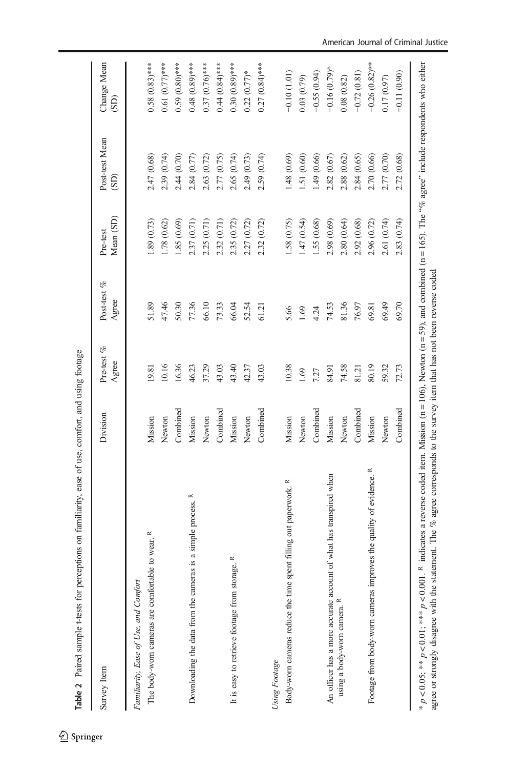**Table 2** Paired sample t-tests for perceptions on familiarity, ease of use, comfort, and using footage

| Survey Item | Division | Pre-test % Agree | Post-test % Agree | Pre-test Mean (SD) | Post-test Mean (SD) | Change Mean (SD) |
|---|---|---|---|---|---|---|
| *Familiarity, Ease of Use, and Comfort* | | | | | | |
| The body-worn cameras are comfortable to wear. R | Mission | 19.81 | 51.89 | 1.89 (0.73) | 2.47 (0.68) | 0.58 (0.83)*** |
| | Newton | 10.16 | 47.46 | 1.78 (0.62) | 2.39 (0.74) | 0.61 (0.77)*** |
| | Combined | 16.36 | 50.30 | 1.85 (0.69) | 2.44 (0.70) | 0.59 (0.80)*** |
| Downloading the data from the cameras is a simple process. R | Mission | 46.23 | 77.36 | 2.37 (0.71) | 2.84 (0.77) | 0.48 (0.89)*** |
| | Newton | 37.29 | 66.10 | 2.25 (0.71) | 2.63 (0.72) | 0.37 (0.76)*** |
| | Combined | 43.03 | 73.33 | 2.32 (0.71) | 2.77 (0.75) | 0.44 (0.84)*** |
| It is easy to retrieve footage from storage. R | Mission | 43.40 | 66.04 | 2.35 (0.72) | 2.65 (0.74) | 0.30 (0.89)*** |
| | Newton | 42.37 | 52.54 | 2.27 (0.72) | 2.49 (0.73) | 0.22 (0.77)* |
| | Combined | 43.03 | 61.21 | 2.32 (0.72) | 2.59 (0.74) | 0.27 (0.84)*** |
| *Using Footage* | | | | | | |
| Body-worn cameras reduce the time spent filling out paperwork. R | Mission | 10.38 | 5.66 | 1.58 (0.75) | 1.48 (0.69) | −0.10 (1.01) |
| | Newton | 1.69 | 1.69 | 1.47 (0.54) | 1.51 (0.60) | 0.03 (0.79) |
| | Combined | 7.27 | 4.24 | 1.55 (0.68) | 1.49 (0.66) | −0.55 (0.94) |
| An officer has a more accurate account of what has transpired when using a body-worn camera. R | Mission | 84.91 | 74.53 | 2.98 (0.69) | 2.82 (0.67) | −0.16 (0.79)* |
| | Newton | 74.58 | 81.36 | 2.80 (0.64) | 2.88 (0.62) | 0.08 (0.82) |
| | Combined | 81.21 | 76.97 | 2.92 (0.68) | 2.84 (0.65) | −0.72 (0.81) |
| Footage from body-worn cameras improves the quality of evidence. R | Mission | 80.19 | 69.81 | 2.96 (0.72) | 2.70 (0.66) | −0.26 (0.82)** |
| | Newton | 59.32 | 69.49 | 2.61 (0.74) | 2.77 (0.70) | 0.17 (0.97) |
| | Combined | 72.73 | 69.70 | 2.83 (0.74) | 2.72 (0.68) | −0.11 (0.90) |

* $p < 0.05$; ** $p < 0.01$; *** $p < 0.001$. R indicates a reverse coded item. Mission ($n = 106$), Newton ($n = 59$), and combined ($n = 165$). The "% agree" include respondents who either agree or strongly disagree with the statement. The % agree corresponds to the survey item that has not been reverse coded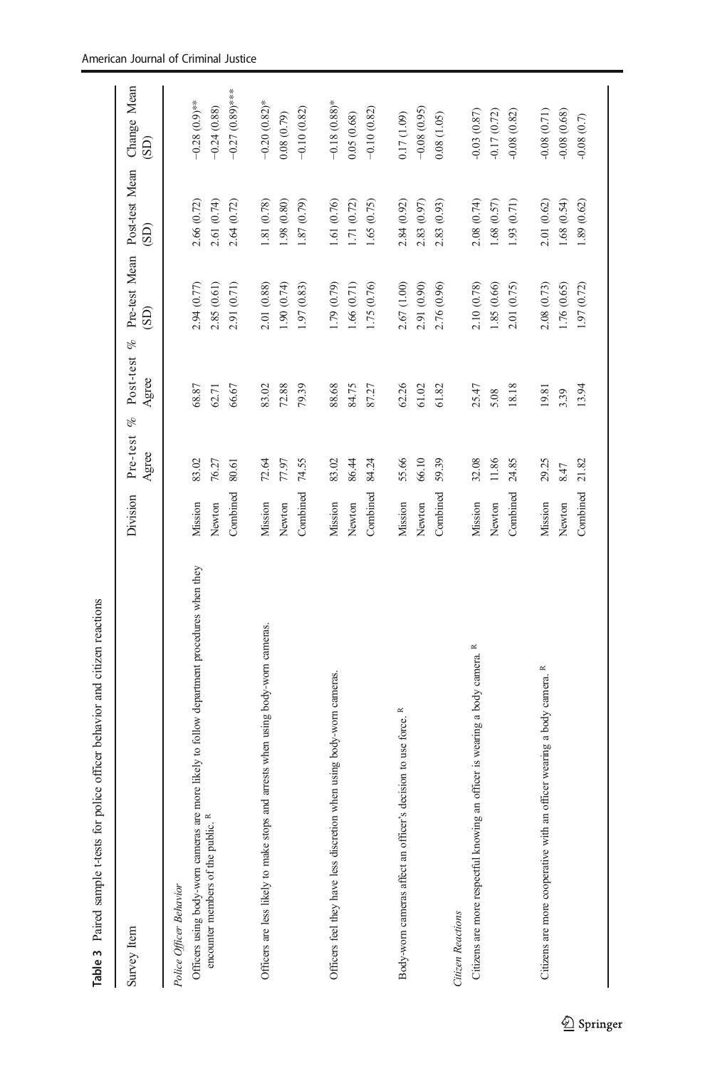**Table 3** Paired sample t-tests for police officer behavior and citizen reactions

| Survey Item | Division | Pre-test % Agree | Post-test % Agree | Pre-test Mean (SD) | Post-test Mean (SD) | Change Mean (SD) |
|---|---|---|---|---|---|---|
| *Police Officer Behavior* | | | | | | |
| Officers using body-worn cameras are more likely to follow department procedures when they encounter members of the public. R | Mission | 83.02 | 68.87 | 2.94 (0.77) | 2.66 (0.72) | −0.28 (0.9)** |
| | Newton | 76.27 | 62.71 | 2.85 (0.61) | 2.61 (0.74) | −0.24 (0.88) |
| | Combined | 80.61 | 66.67 | 2.91 (0.71) | 2.64 (0.72) | −0.27 (0.89)*** |
| Officers are less likely to make stops and arrests when using body-worn cameras. | Mission | 72.64 | 83.02 | 2.01 (0.88) | 1.81 (0.78) | −0.20 (0.82)* |
| | Newton | 77.97 | 72.88 | 1.90 (0.74) | 1.98 (0.80) | 0.08 (0.79) |
| | Combined | 74.55 | 79.39 | 1.97 (0.83) | 1.87 (0.79) | −0.10 (0.82) |
| Officers feel they have less discretion when using body-worn cameras. | Mission | 83.02 | 88.68 | 1.79 (0.79) | 1.61 (0.76) | −0.18 (0.88)* |
| | Newton | 86.44 | 84.75 | 1.66 (0.71) | 1.71 (0.72) | 0.05 (0.68) |
| | Combined | 84.24 | 87.27 | 1.75 (0.76) | 1.65 (0.75) | −0.10 (0.82) |
| Body-worn cameras affect an officer's decision to use force. R | Mission | 55.66 | 62.26 | 2.67 (1.00) | 2.84 (0.92) | 0.17 (1.09) |
| | Newton | 66.10 | 61.02 | 2.91 (0.90) | 2.83 (0.97) | −0.08 (0.95) |
| | Combined | 59.39 | 61.82 | 2.76 (0.96) | 2.83 (0.93) | 0.08 (1.05) |
| *Citizen Reactions* | | | | | | |
| Citizens are more respectful knowing an officer is wearing a body camera. R | Mission | 32.08 | 25.47 | 2.10 (0.78) | 2.08 (0.74) | -0.03 (0.87) |
| | Newton | 11.86 | 5.08 | 1.85 (0.66) | 1.68 (0.57) | -0.17 (0.72) |
| | Combined | 24.85 | 18.18 | 2.01 (0.75) | 1.93 (0.71) | -0.08 (0.82) |
| Citizens are more cooperative with an officer wearing a body camera. R | Mission | 29.25 | 19.81 | 2.08 (0.73) | 2.01 (0.62) | -0.08 (0.71) |
| | Newton | 8.47 | 3.39 | 1.76 (0.65) | 1.68 (0.54) | -0.08 (0.68) |
| | Combined | 21.82 | 13.94 | 1.97 (0.72) | 1.89 (0.62) | -0.08 (0.7) |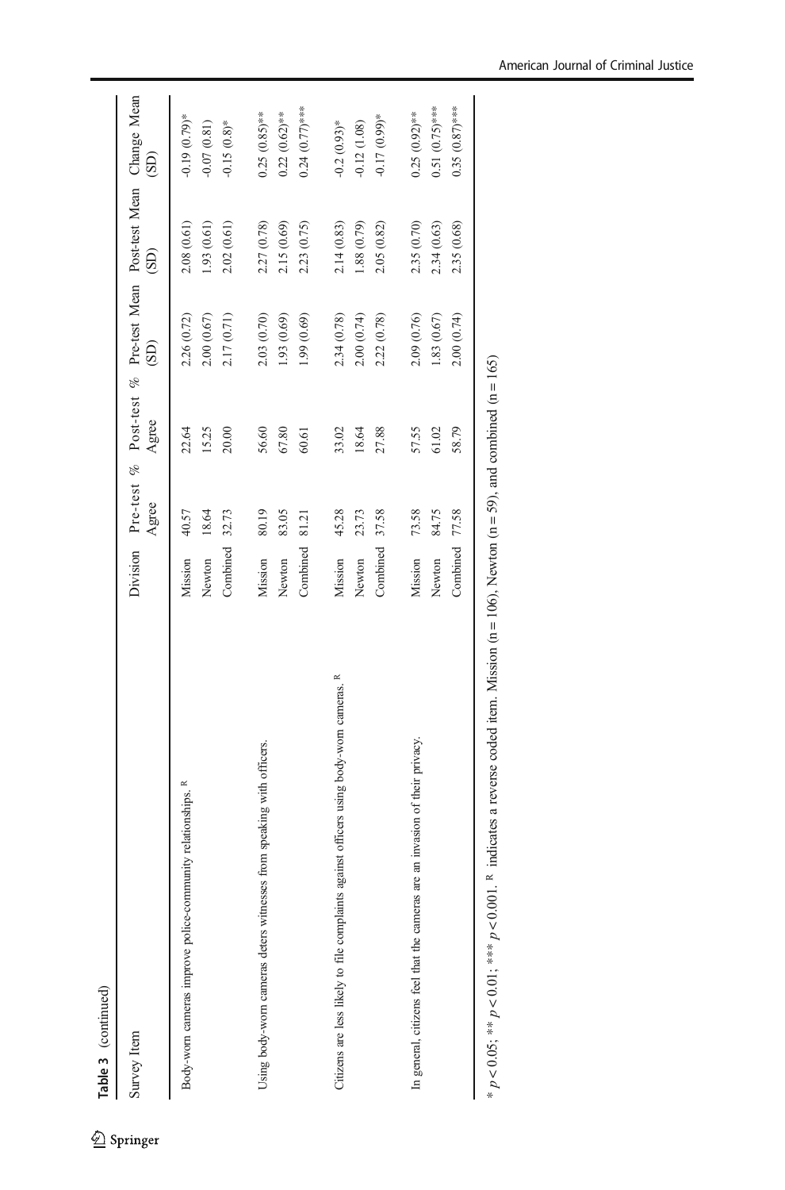**Table 3** (continued)

| Survey Item | Division | Pre-test % Agree | Post-test % Agree | Pre-test Mean (SD) | Post-test Mean (SD) | Change Mean (SD) |
|---|---|---|---|---|---|---|
| Body-worn cameras improve police-community relationships. [R] | Mission | 40.57 | 22.64 | 2.26 (0.72) | 2.08 (0.61) | -0.19 (0.79)* |
| | Newton | 18.64 | 15.25 | 2.00 (0.67) | 1.93 (0.61) | -0.07 (0.81) |
| | Combined | 32.73 | 20.00 | 2.17 (0.71) | 2.02 (0.61) | -0.15 (0.8)* |
| Using body-worn cameras deters witnesses from speaking with officers. | Mission | 80.19 | 56.60 | 2.03 (0.70) | 2.27 (0.78) | 0.25 (0.85)** |
| | Newton | 83.05 | 67.80 | 1.93 (0.69) | 2.15 (0.69) | 0.22 (0.62)** |
| | Combined | 81.21 | 60.61 | 1.99 (0.69) | 2.23 (0.75) | 0.24 (0.77)*** |
| Citizens are less likely to file complaints against officers using body-worn cameras. [R] | Mission | 45.28 | 33.02 | 2.34 (0.78) | 2.14 (0.83) | -0.2 (0.93)* |
| | Newton | 23.73 | 18.64 | 2.00 (0.74) | 1.88 (0.79) | -0.12 (1.08) |
| | Combined | 37.58 | 27.88 | 2.22 (0.78) | 2.05 (0.82) | -0.17 (0.99)* |
| In general, citizens feel that the cameras are an invasion of their privacy. | Mission | 73.58 | 57.55 | 2.09 (0.76) | 2.35 (0.70) | 0.25 (0.92)** |
| | Newton | 84.75 | 61.02 | 1.83 (0.67) | 2.34 (0.63) | 0.51 (0.75)*** |
| | Combined | 77.58 | 58.79 | 2.00 (0.74) | 2.35 (0.68) | 0.35 (0.87)*** |

* $p < 0.05$; ** $p < 0.01$; *** $p < 0.001$. [R] indicates a reverse coded item. Mission (n = 106), Newton (n = 59), and combined (n = 165)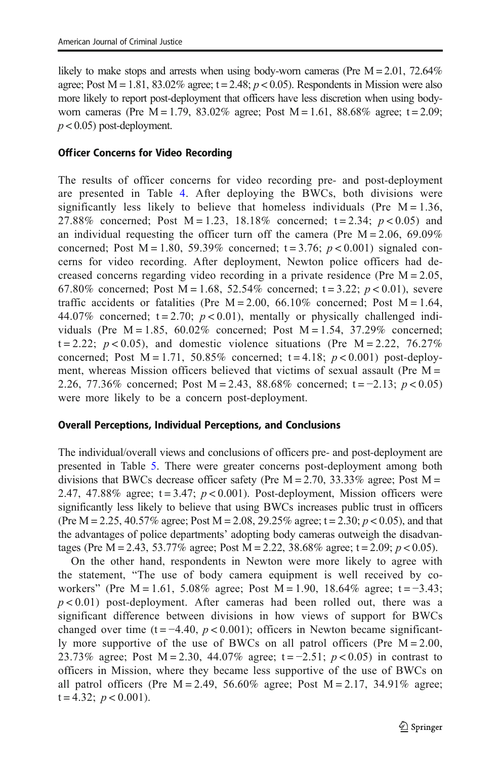likely to make stops and arrests when using body-worn cameras (Pre M = 2.01, 72.64% agree; Post M = 1.81, 83.02% agree; t = 2.48; $p < 0.05$). Respondents in Mission were also more likely to report post-deployment that officers have less discretion when using body-worn cameras (Pre M = 1.79, 83.02% agree; Post M = 1.61, 88.68% agree; t = 2.09; $p < 0.05$) post-deployment.

### Officer Concerns for Video Recording

The results of officer concerns for video recording pre- and post-deployment are presented in Table 4. After deploying the BWCs, both divisions were significantly less likely to believe that homeless individuals (Pre M = 1.36, 27.88% concerned; Post M = 1.23, 18.18% concerned; t = 2.34; $p < 0.05$) and an individual requesting the officer turn off the camera (Pre M = 2.06, 69.09% concerned; Post M = 1.80, 59.39% concerned; t = 3.76; $p < 0.001$) signaled concerns for video recording. After deployment, Newton police officers had decreased concerns regarding video recording in a private residence (Pre M = 2.05, 67.80% concerned; Post M = 1.68, 52.54% concerned; t = 3.22; $p < 0.01$), severe traffic accidents or fatalities (Pre M = 2.00, 66.10% concerned; Post M = 1.64, 44.07% concerned; t = 2.70; $p < 0.01$), mentally or physically challenged individuals (Pre M = 1.85, 60.02% concerned; Post M = 1.54, 37.29% concerned; t = 2.22; $p < 0.05$), and domestic violence situations (Pre M = 2.22, 76.27% concerned; Post M = 1.71, 50.85% concerned; t = 4.18; $p < 0.001$) post-deployment, whereas Mission officers believed that victims of sexual assault (Pre M = 2.26, 77.36% concerned; Post M = 2.43, 88.68% concerned; t = −2.13; $p < 0.05$) were more likely to be a concern post-deployment.

### Overall Perceptions, Individual Perceptions, and Conclusions

The individual/overall views and conclusions of officers pre- and post-deployment are presented in Table 5. There were greater concerns post-deployment among both divisions that BWCs decrease officer safety (Pre M = 2.70, 33.33% agree; Post M = 2.47, 47.88% agree; t = 3.47; $p < 0.001$). Post-deployment, Mission officers were significantly less likely to believe that using BWCs increases public trust in officers (Pre M = 2.25, 40.57% agree; Post M = 2.08, 29.25% agree; t = 2.30; $p < 0.05$), and that the advantages of police departments' adopting body cameras outweigh the disadvantages (Pre M = 2.43, 53.77% agree; Post M = 2.22, 38.68% agree; t = 2.09; $p < 0.05$).

On the other hand, respondents in Newton were more likely to agree with the statement, "The use of body camera equipment is well received by co-workers" (Pre M = 1.61, 5.08% agree; Post M = 1.90, 18.64% agree; t = −3.43; $p < 0.01$) post-deployment. After cameras had been rolled out, there was a significant difference between divisions in how views of support for BWCs changed over time (t = −4.40, $p < 0.001$); officers in Newton became significantly more supportive of the use of BWCs on all patrol officers (Pre M = 2.00, 23.73% agree; Post M = 2.30, 44.07% agree; t = −2.51; $p < 0.05$) in contrast to officers in Mission, where they became less supportive of the use of BWCs on all patrol officers (Pre M = 2.49, 56.60% agree; Post M = 2.17, 34.91% agree; t = 4.32; $p < 0.001$).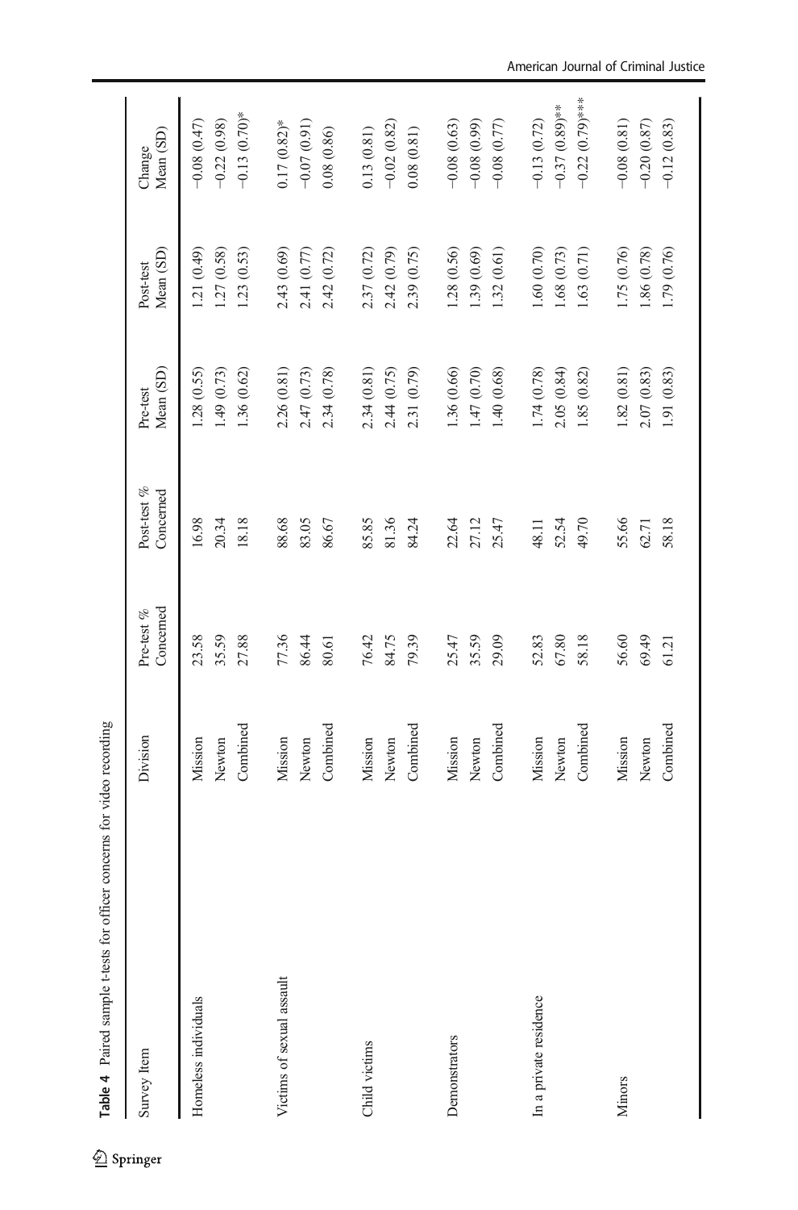**Table 4** Paired sample t-tests for officer concerns for video recording

| Survey Item | Division | Pre-test % Concerned | Post-test % Concerned | Pre-test Mean (SD) | Post-test Mean (SD) | Change Mean (SD) |
|---|---|---|---|---|---|---|
| Homeless individuals | Mission | 23.58 | 16.98 | 1.28 (0.55) | 1.21 (0.49) | −0.08 (0.47) |
| | Newton | 35.59 | 20.34 | 1.49 (0.73) | 1.27 (0.58) | −0.22 (0.98) |
| | Combined | 27.88 | 18.18 | 1.36 (0.62) | 1.23 (0.53) | −0.13 (0.70)* |
| Victims of sexual assault | Mission | 77.36 | 88.68 | 2.26 (0.81) | 2.43 (0.69) | 0.17 (0.82)* |
| | Newton | 86.44 | 83.05 | 2.47 (0.73) | 2.41 (0.77) | −0.07 (0.91) |
| | Combined | 80.61 | 86.67 | 2.34 (0.78) | 2.42 (0.72) | 0.08 (0.86) |
| Child victims | Mission | 76.42 | 85.85 | 2.34 (0.81) | 2.37 (0.72) | 0.13 (0.81) |
| | Newton | 84.75 | 81.36 | 2.44 (0.75) | 2.42 (0.79) | −0.02 (0.82) |
| | Combined | 79.39 | 84.24 | 2.31 (0.79) | 2.39 (0.75) | 0.08 (0.81) |
| Demonstrators | Mission | 25.47 | 22.64 | 1.36 (0.66) | 1.28 (0.56) | −0.08 (0.63) |
| | Newton | 35.59 | 27.12 | 1.47 (0.70) | 1.39 (0.69) | −0.08 (0.99) |
| | Combined | 29.09 | 25.47 | 1.40 (0.68) | 1.32 (0.61) | −0.08 (0.77) |
| In a private residence | Mission | 52.83 | 48.11 | 1.74 (0.78) | 1.60 (0.70) | −0.13 (0.72) |
| | Newton | 67.80 | 52.54 | 2.05 (0.84) | 1.68 (0.73) | −0.37 (0.89)** |
| | Combined | 58.18 | 49.70 | 1.85 (0.82) | 1.63 (0.71) | −0.22 (0.79)*** |
| Minors | Mission | 56.60 | 55.66 | 1.82 (0.81) | 1.75 (0.76) | −0.08 (0.81) |
| | Newton | 69.49 | 62.71 | 2.07 (0.83) | 1.86 (0.78) | −0.20 (0.87) |
| | Combined | 61.21 | 58.18 | 1.91 (0.83) | 1.79 (0.76) | −0.12 (0.83) |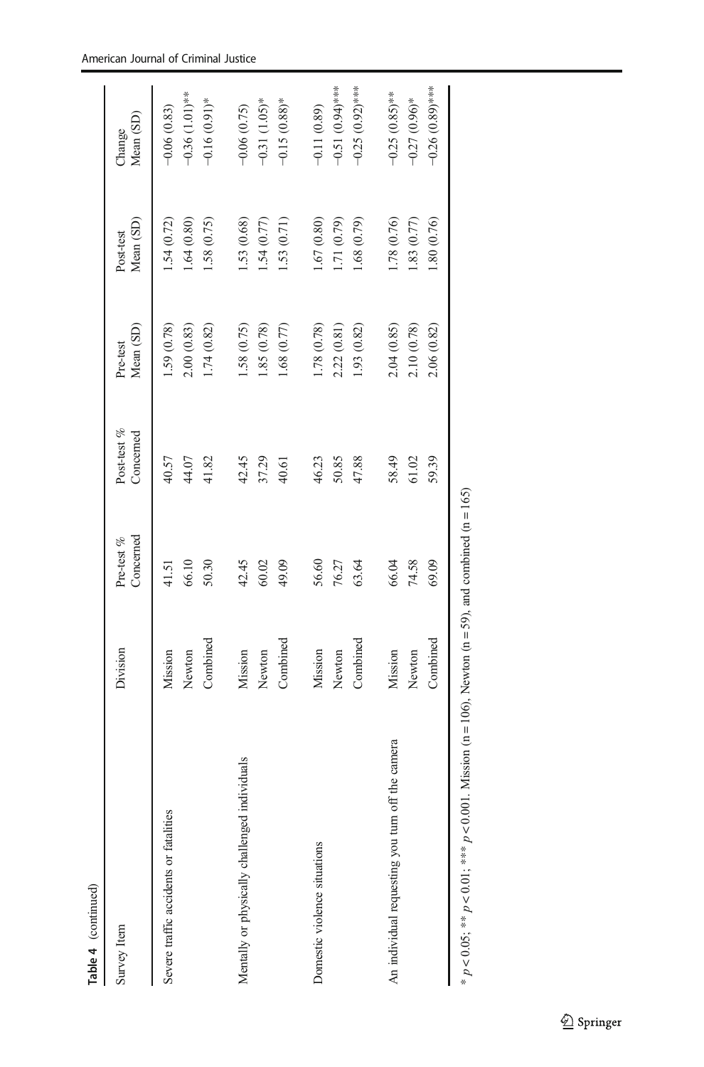**Table 4** (continued)

| Survey Item | Division | Pre-test % Concerned | Post-test % Concerned | Pre-test Mean (SD) | Post-test Mean (SD) | Change Mean (SD) |
|---|---|---|---|---|---|---|
| Severe traffic accidents or fatalities | Mission | 41.51 | 40.57 | 1.59 (0.78) | 1.54 (0.72) | −0.06 (0.83) |
| | Newton | 66.10 | 44.07 | 2.00 (0.83) | 1.64 (0.80) | −0.36 (1.01)** |
| | Combined | 50.30 | 41.82 | 1.74 (0.82) | 1.58 (0.75) | −0.16 (0.91)* |
| Mentally or physically challenged individuals | Mission | 42.45 | 42.45 | 1.58 (0.75) | 1.53 (0.68) | −0.06 (0.75) |
| | Newton | 60.02 | 37.29 | 1.85 (0.78) | 1.54 (0.77) | −0.31 (1.05)* |
| | Combined | 49.09 | 40.61 | 1.68 (0.77) | 1.53 (0.71) | −0.15 (0.88)* |
| Domestic violence situations | Mission | 56.60 | 46.23 | 1.78 (0.78) | 1.67 (0.80) | −0.11 (0.89) |
| | Newton | 76.27 | 50.85 | 2.22 (0.81) | 1.71 (0.79) | −0.51 (0.94)*** |
| | Combined | 63.64 | 47.88 | 1.93 (0.82) | 1.68 (0.79) | −0.25 (0.92)*** |
| An individual requesting you turn off the camera | Mission | 66.04 | 58.49 | 2.04 (0.85) | 1.78 (0.76) | −0.25 (0.85)** |
| | Newton | 74.58 | 61.02 | 2.10 (0.78) | 1.83 (0.77) | −0.27 (0.96)* |
| | Combined | 69.09 | 59.39 | 2.06 (0.82) | 1.80 (0.76) | −0.26 (0.89)*** |

* $p < 0.05$; ** $p < 0.01$; *** $p < 0.001$. Mission ($n = 106$), Newton ($n = 59$), and combined ($n = 165$)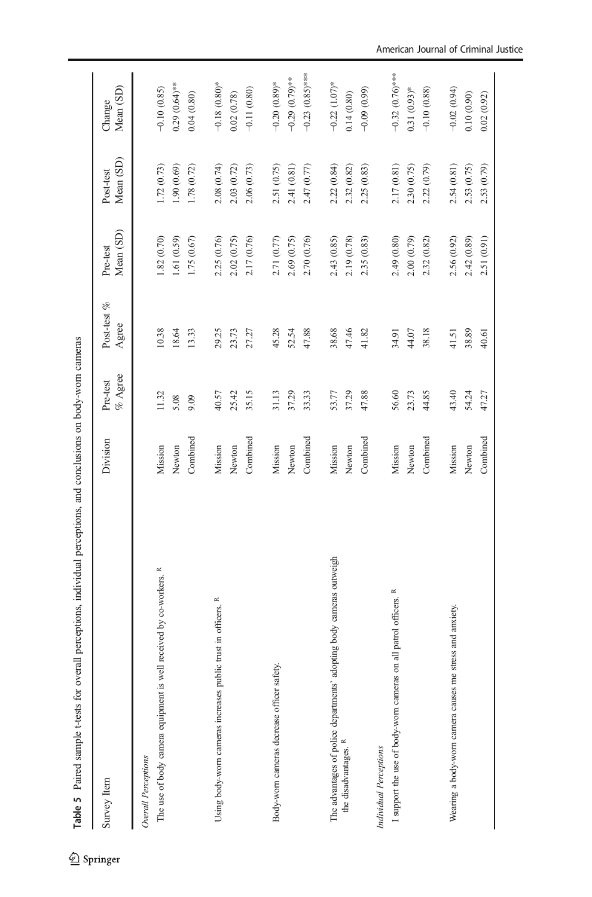**Table 5** Paired sample t-tests for overall perceptions, individual perceptions, and conclusions on body-worn cameras

| Survey Item | Division | Pre-test % Agree | Post-test % Agree | Pre-test Mean (SD) | Post-test Mean (SD) | Change Mean (SD) |
|---|---|---|---|---|---|---|
| *Overall Perceptions* | | | | | | |
| The use of body camera equipment is well received by co-workers. R | Mission | 11.32 | 10.38 | 1.82 (0.70) | 1.72 (0.73) | −0.10 (0.85) |
| | Newton | 5.08 | 18.64 | 1.61 (0.59) | 1.90 (0.69) | 0.29 (0.64)** |
| | Combined | 9.09 | 13.33 | 1.75 (0.67) | 1.78 (0.72) | 0.04 (0.80) |
| Using body-worn cameras increases public trust in officers. R | Mission | 40.57 | 29.25 | 2.25 (0.76) | 2.08 (0.74) | −0.18 (0.80)* |
| | Newton | 25.42 | 23.73 | 2.02 (0.75) | 2.03 (0.72) | 0.02 (0.78) |
| | Combined | 35.15 | 27.27 | 2.17 (0.76) | 2.06 (0.73) | −0.11 (0.80) |
| Body-worn cameras decrease officer safety. | Mission | 31.13 | 45.28 | 2.71 (0.77) | 2.51 (0.75) | −0.20 (0.89)* |
| | Newton | 37.29 | 52.54 | 2.69 (0.75) | 2.41 (0.81) | −0.29 (0.79)** |
| | Combined | 33.33 | 47.88 | 2.70 (0.76) | 2.47 (0.77) | −0.23 (0.85)*** |
| The advantages of police departments' adopting body cameras outweigh the disadvantages. R | Mission | 53.77 | 38.68 | 2.43 (0.85) | 2.22 (0.84) | −0.22 (1.07)* |
| | Newton | 37.29 | 47.46 | 2.19 (0.78) | 2.32 (0.82) | 0.14 (0.80) |
| | Combined | 47.88 | 41.82 | 2.35 (0.83) | 2.25 (0.83) | −0.09 (0.99) |
| *Individual Perceptions* | | | | | | |
| I support the use of body-worn cameras on all patrol officers. R | Mission | 56.60 | 34.91 | 2.49 (0.80) | 2.17 (0.81) | −0.32 (0.76)*** |
| | Newton | 23.73 | 44.07 | 2.00 (0.79) | 2.30 (0.75) | 0.31 (0.93)* |
| | Combined | 44.85 | 38.18 | 2.32 (0.82) | 2.22 (0.79) | −0.10 (0.88) |
| Wearing a body-worn camera causes me stress and anxiety. | Mission | 43.40 | 41.51 | 2.56 (0.92) | 2.54 (0.81) | −0.02 (0.94) |
| | Newton | 54.24 | 38.89 | 2.42 (0.89) | 2.53 (0.75) | 0.10 (0.90) |
| | Combined | 47.27 | 40.61 | 2.51 (0.91) | 2.53 (0.79) | 0.02 (0.92) |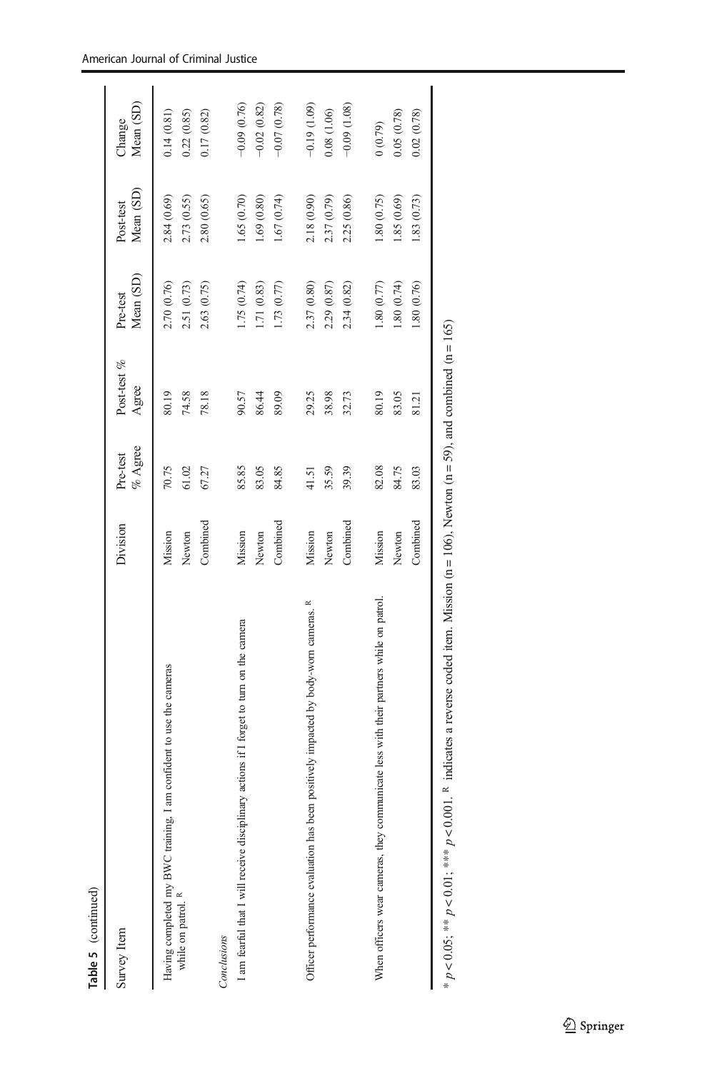**Table 5** (continued)

| Survey Item | Division | Pre-test % Agree | Post-test % Agree | Pre-test Mean (SD) | Post-test Mean (SD) | Change Mean (SD) |
|---|---|---|---|---|---|---|
| Having completed my BWC training, I am confident to use the cameras while on patrol. [R] | Mission | 70.75 | 80.19 | 2.70 (0.76) | 2.84 (0.69) | 0.14 (0.81) |
| | Newton | 61.02 | 74.58 | 2.51 (0.73) | 2.73 (0.55) | 0.22 (0.85) |
| | Combined | 67.27 | 78.18 | 2.63 (0.75) | 2.80 (0.65) | 0.17 (0.82) |
| *Conclusions* | | | | | | |
| I am fearful that I will receive disciplinary actions if I forget to turn on the camera | Mission | 85.85 | 90.57 | 1.75 (0.74) | 1.65 (0.70) | −0.09 (0.76) |
| | Newton | 83.05 | 86.44 | 1.71 (0.83) | 1.69 (0.80) | −0.02 (0.82) |
| | Combined | 84.85 | 89.09 | 1.73 (0.77) | 1.67 (0.74) | −0.07 (0.78) |
| Officer performance evaluation has been positively impacted by body-worn cameras. [R] | Mission | 41.51 | 29.25 | 2.37 (0.80) | 2.18 (0.90) | −0.19 (1.09) |
| | Newton | 35.59 | 38.98 | 2.29 (0.87) | 2.37 (0.79) | 0.08 (1.06) |
| | Combined | 39.39 | 32.73 | 2.34 (0.82) | 2.25 (0.86) | −0.09 (1.08) |
| When officers wear cameras, they communicate less with their partners while on patrol. | Mission | 82.08 | 80.19 | 1.80 (0.77) | 1.80 (0.75) | 0 (0.79) |
| | Newton | 84.75 | 83.05 | 1.80 (0.74) | 1.85 (0.69) | 0.05 (0.78) |
| | Combined | 83.03 | 81.21 | 1.80 (0.76) | 1.83 (0.73) | 0.02 (0.78) |

\* $p < 0.05$; \*\* $p < 0.01$; \*\*\* $p < 0.001$. [R] indicates a reverse coded item. Mission ($n = 106$), Newton ($n = 59$), and combined ($n = 165$)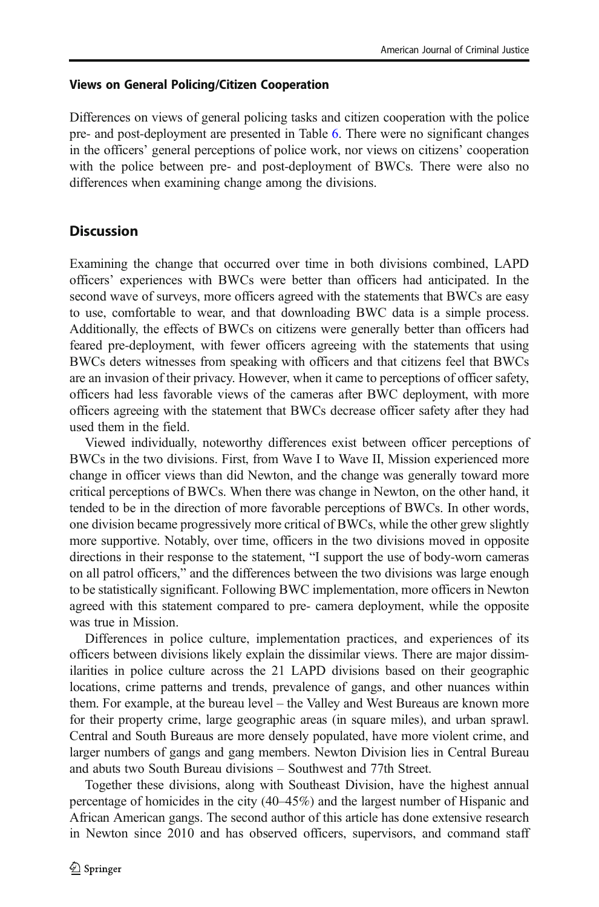### Views on General Policing/Citizen Cooperation

Differences on views of general policing tasks and citizen cooperation with the police pre- and post-deployment are presented in Table 6. There were no significant changes in the officers' general perceptions of police work, nor views on citizens' cooperation with the police between pre- and post-deployment of BWCs. There were also no differences when examining change among the divisions.

## Discussion

Examining the change that occurred over time in both divisions combined, LAPD officers' experiences with BWCs were better than officers had anticipated. In the second wave of surveys, more officers agreed with the statements that BWCs are easy to use, comfortable to wear, and that downloading BWC data is a simple process. Additionally, the effects of BWCs on citizens were generally better than officers had feared pre-deployment, with fewer officers agreeing with the statements that using BWCs deters witnesses from speaking with officers and that citizens feel that BWCs are an invasion of their privacy. However, when it came to perceptions of officer safety, officers had less favorable views of the cameras after BWC deployment, with more officers agreeing with the statement that BWCs decrease officer safety after they had used them in the field.

Viewed individually, noteworthy differences exist between officer perceptions of BWCs in the two divisions. First, from Wave I to Wave II, Mission experienced more change in officer views than did Newton, and the change was generally toward more critical perceptions of BWCs. When there was change in Newton, on the other hand, it tended to be in the direction of more favorable perceptions of BWCs. In other words, one division became progressively more critical of BWCs, while the other grew slightly more supportive. Notably, over time, officers in the two divisions moved in opposite directions in their response to the statement, "I support the use of body-worn cameras on all patrol officers," and the differences between the two divisions was large enough to be statistically significant. Following BWC implementation, more officers in Newton agreed with this statement compared to pre- camera deployment, while the opposite was true in Mission.

Differences in police culture, implementation practices, and experiences of its officers between divisions likely explain the dissimilar views. There are major dissimilarities in police culture across the 21 LAPD divisions based on their geographic locations, crime patterns and trends, prevalence of gangs, and other nuances within them. For example, at the bureau level – the Valley and West Bureaus are known more for their property crime, large geographic areas (in square miles), and urban sprawl. Central and South Bureaus are more densely populated, have more violent crime, and larger numbers of gangs and gang members. Newton Division lies in Central Bureau and abuts two South Bureau divisions – Southwest and 77th Street.

Together these divisions, along with Southeast Division, have the highest annual percentage of homicides in the city (40–45%) and the largest number of Hispanic and African American gangs. The second author of this article has done extensive research in Newton since 2010 and has observed officers, supervisors, and command staff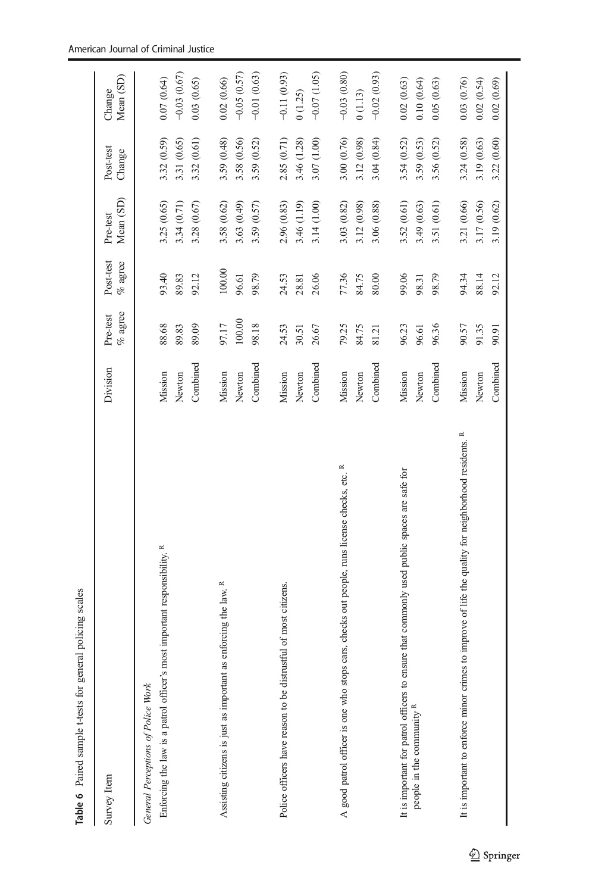**Table 6** Paired sample t-tests for general policing scales

| Survey Item | Division | Pre-test % agree | Post-test % agree | Pre-test Mean (SD) | Post-test Change | Change Mean (SD) |
|---|---|---|---|---|---|---|
| *General Perceptions of Police Work* | | | | | | |
| Enforcing the law is a patrol officer's most important responsibility. [R] | Mission | 88.68 | 93.40 | 3.25 (0.65) | 3.32 (0.59) | 0.07 (0.64) |
| | Newton | 89.83 | 89.83 | 3.34 (0.71) | 3.31 (0.65) | −0.03 (0.67) |
| | Combined | 89.09 | 92.12 | 3.28 (0.67) | 3.32 (0.61) | 0.03 (0.65) |
| Assisting citizens is just as important as enforcing the law. [R] | Mission | 97.17 | 100.00 | 3.58 (0.62) | 3.59 (0.48) | 0.02 (0.66) |
| | Newton | 100.00 | 96.61 | 3.63 (0.49) | 3.58 (0.56) | −0.05 (0.57) |
| | Combined | 98.18 | 98.79 | 3.59 (0.57) | 3.59 (0.52) | −0.01 (0.63) |
| Police officers have reason to be distrustful of most citizens. | Mission | 24.53 | 24.53 | 2.96 (0.83) | 2.85 (0.71) | −0.11 (0.93) |
| | Newton | 30.51 | 28.81 | 3.46 (1.19) | 3.46 (1.28) | 0 (1.25) |
| | Combined | 26.67 | 26.06 | 3.14 (1.00) | 3.07 (1.00) | −0.07 (1.05) |
| A good patrol officer is one who stops cars, checks out people, runs license checks, etc. [R] | Mission | 79.25 | 77.36 | 3.03 (0.82) | 3.00 (0.76) | −0.03 (0.80) |
| | Newton | 84.75 | 84.75 | 3.12 (0.98) | 3.12 (0.98) | 0 (1.13) |
| | Combined | 81.21 | 80.00 | 3.06 (0.88) | 3.04 (0.84) | −0.02 (0.93) |
| It is important for patrol officers to ensure that commonly used public spaces are safe for people in the community. [R] | Mission | 96.23 | 99.06 | 3.52 (0.61) | 3.54 (0.52) | 0.02 (0.63) |
| | Newton | 96.61 | 98.31 | 3.49 (0.63) | 3.59 (0.53) | 0.10 (0.64) |
| | Combined | 96.36 | 98.79 | 3.51 (0.61) | 3.56 (0.52) | 0.05 (0.63) |
| It is important to enforce minor crimes to improve of life the quality for neighborhood residents. [R] | Mission | 90.57 | 94.34 | 3.21 (0.66) | 3.24 (0.58) | 0.03 (0.76) |
| | Newton | 91.35 | 88.14 | 3.17 (0.56) | 3.19 (0.63) | 0.02 (0.54) |
| | Combined | 90.91 | 92.12 | 3.19 (0.62) | 3.22 (0.60) | 0.02 (0.69) |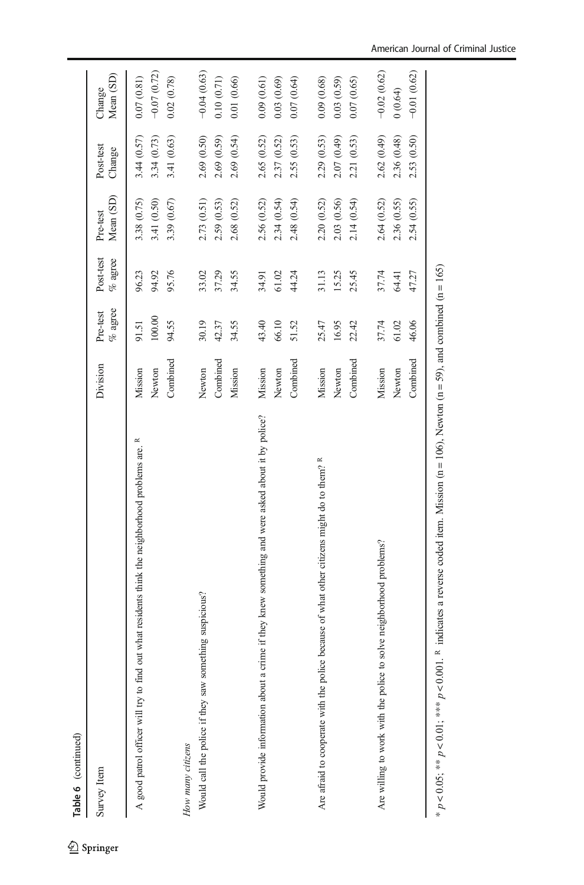**Table 6** (continued)

| Survey Item | Division | Pre-test % agree | Post-test % agree | Pre-test Mean (SD) | Post-test Change | Change Mean (SD) |
|---|---|---|---|---|---|---|
| A good patrol officer will try to find out what residents think the neighborhood problems are. [R] | Mission | 91.51 | 96.23 | 3.38 (0.75) | 3.44 (0.57) | 0.07 (0.81) |
| | Newton | 100.00 | 94.92 | 3.41 (0.50) | 3.34 (0.73) | −0.07 (0.72) |
| | Combined | 94.55 | 95.76 | 3.39 (0.67) | 3.41 (0.63) | 0.02 (0.78) |
| *How many citizens* | | | | | | |
| Would call the police if they saw something suspicious? | Newton | 30.19 | 33.02 | 2.73 (0.51) | 2.69 (0.50) | −0.04 (0.63) |
| | Combined | 42.37 | 37.29 | 2.59 (0.53) | 2.69 (0.59) | 0.10 (0.71) |
| | Mission | 34.55 | 34.55 | 2.68 (0.52) | 2.69 (0.54) | 0.01 (0.66) |
| Would provide information about a crime if they knew something and were asked about it by police? | Mission | 43.40 | 34.91 | 2.56 (0.52) | 2.65 (0.52) | 0.09 (0.61) |
| | Newton | 66.10 | 61.02 | 2.34 (0.54) | 2.37 (0.52) | 0.03 (0.69) |
| | Combined | 51.52 | 44.24 | 2.48 (0.54) | 2.55 (0.53) | 0.07 (0.64) |
| Are afraid to cooperate with the police because of what other citizens might do to them? [R] | Mission | 25.47 | 31.13 | 2.20 (0.52) | 2.29 (0.53) | 0.09 (0.68) |
| | Newton | 16.95 | 15.25 | 2.03 (0.56) | 2.07 (0.49) | 0.03 (0.59) |
| | Combined | 22.42 | 25.45 | 2.14 (0.54) | 2.21 (0.53) | 0.07 (0.65) |
| Are willing to work with the police to solve neighborhood problems? | Mission | 37.74 | 37.74 | 2.64 (0.52) | 2.62 (0.49) | −0.02 (0.62) |
| | Newton | 61.02 | 64.41 | 2.36 (0.55) | 2.36 (0.48) | 0 (0.64) |
| | Combined | 46.06 | 47.27 | 2.54 (0.55) | 2.53 (0.50) | −0.01 (0.62) |

* $p < 0.05$; ** $p < 0.01$; *** $p < 0.001$. [R] indicates a reverse coded item. Mission (n = 106), Newton (n = 59), and combined (n = 165)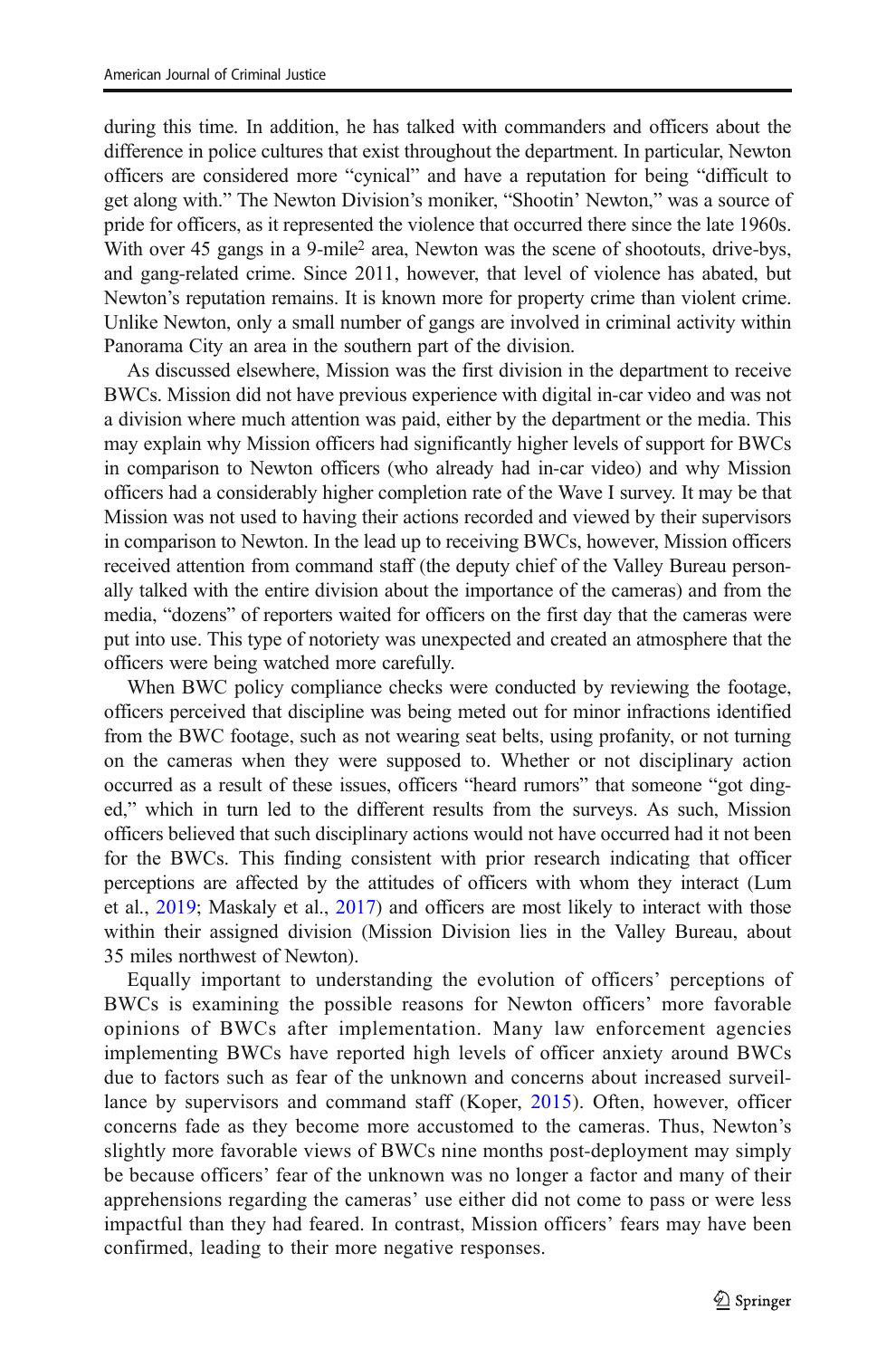during this time. In addition, he has talked with commanders and officers about the difference in police cultures that exist throughout the department. In particular, Newton officers are considered more "cynical" and have a reputation for being "difficult to get along with." The Newton Division's moniker, "Shootin' Newton," was a source of pride for officers, as it represented the violence that occurred there since the late 1960s. With over 45 gangs in a 9-mile$^2$ area, Newton was the scene of shootouts, drive-bys, and gang-related crime. Since 2011, however, that level of violence has abated, but Newton's reputation remains. It is known more for property crime than violent crime. Unlike Newton, only a small number of gangs are involved in criminal activity within Panorama City an area in the southern part of the division.

As discussed elsewhere, Mission was the first division in the department to receive BWCs. Mission did not have previous experience with digital in-car video and was not a division where much attention was paid, either by the department or the media. This may explain why Mission officers had significantly higher levels of support for BWCs in comparison to Newton officers (who already had in-car video) and why Mission officers had a considerably higher completion rate of the Wave I survey. It may be that Mission was not used to having their actions recorded and viewed by their supervisors in comparison to Newton. In the lead up to receiving BWCs, however, Mission officers received attention from command staff (the deputy chief of the Valley Bureau personally talked with the entire division about the importance of the cameras) and from the media, "dozens" of reporters waited for officers on the first day that the cameras were put into use. This type of notoriety was unexpected and created an atmosphere that the officers were being watched more carefully.

When BWC policy compliance checks were conducted by reviewing the footage, officers perceived that discipline was being meted out for minor infractions identified from the BWC footage, such as not wearing seat belts, using profanity, or not turning on the cameras when they were supposed to. Whether or not disciplinary action occurred as a result of these issues, officers "heard rumors" that someone "got dinged," which in turn led to the different results from the surveys. As such, Mission officers believed that such disciplinary actions would not have occurred had it not been for the BWCs. This finding consistent with prior research indicating that officer perceptions are affected by the attitudes of officers with whom they interact (Lum et al., 2019; Maskaly et al., 2017) and officers are most likely to interact with those within their assigned division (Mission Division lies in the Valley Bureau, about 35 miles northwest of Newton).

Equally important to understanding the evolution of officers' perceptions of BWCs is examining the possible reasons for Newton officers' more favorable opinions of BWCs after implementation. Many law enforcement agencies implementing BWCs have reported high levels of officer anxiety around BWCs due to factors such as fear of the unknown and concerns about increased surveillance by supervisors and command staff (Koper, 2015). Often, however, officer concerns fade as they become more accustomed to the cameras. Thus, Newton's slightly more favorable views of BWCs nine months post-deployment may simply be because officers' fear of the unknown was no longer a factor and many of their apprehensions regarding the cameras' use either did not come to pass or were less impactful than they had feared. In contrast, Mission officers' fears may have been confirmed, leading to their more negative responses.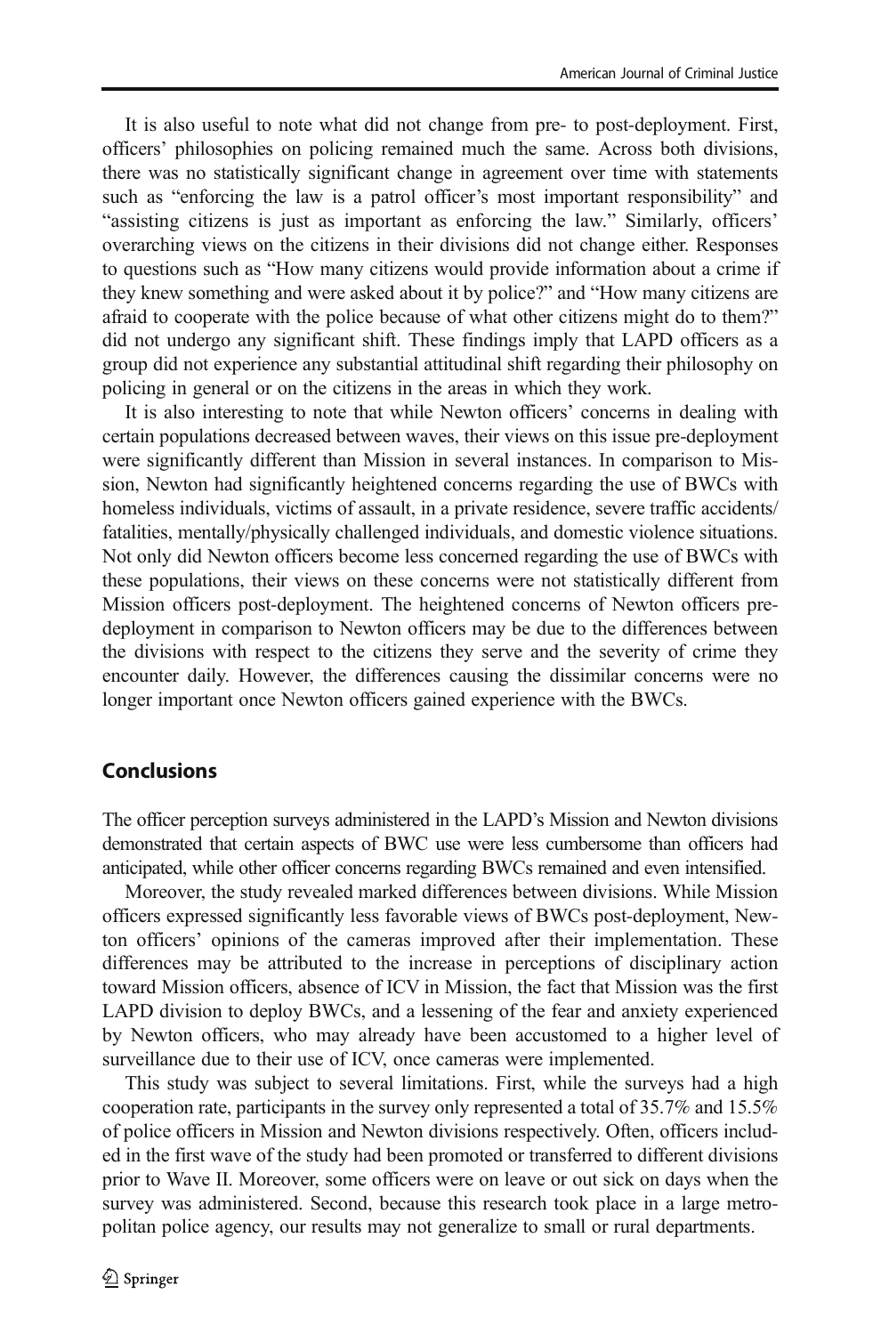It is also useful to note what did not change from pre- to post-deployment. First, officers' philosophies on policing remained much the same. Across both divisions, there was no statistically significant change in agreement over time with statements such as "enforcing the law is a patrol officer's most important responsibility" and "assisting citizens is just as important as enforcing the law." Similarly, officers' overarching views on the citizens in their divisions did not change either. Responses to questions such as "How many citizens would provide information about a crime if they knew something and were asked about it by police?" and "How many citizens are afraid to cooperate with the police because of what other citizens might do to them?" did not undergo any significant shift. These findings imply that LAPD officers as a group did not experience any substantial attitudinal shift regarding their philosophy on policing in general or on the citizens in the areas in which they work.

It is also interesting to note that while Newton officers' concerns in dealing with certain populations decreased between waves, their views on this issue pre-deployment were significantly different than Mission in several instances. In comparison to Mission, Newton had significantly heightened concerns regarding the use of BWCs with homeless individuals, victims of assault, in a private residence, severe traffic accidents/fatalities, mentally/physically challenged individuals, and domestic violence situations. Not only did Newton officers become less concerned regarding the use of BWCs with these populations, their views on these concerns were not statistically different from Mission officers post-deployment. The heightened concerns of Newton officers pre-deployment in comparison to Newton officers may be due to the differences between the divisions with respect to the citizens they serve and the severity of crime they encounter daily. However, the differences causing the dissimilar concerns were no longer important once Newton officers gained experience with the BWCs.

## Conclusions

The officer perception surveys administered in the LAPD's Mission and Newton divisions demonstrated that certain aspects of BWC use were less cumbersome than officers had anticipated, while other officer concerns regarding BWCs remained and even intensified.

Moreover, the study revealed marked differences between divisions. While Mission officers expressed significantly less favorable views of BWCs post-deployment, Newton officers' opinions of the cameras improved after their implementation. These differences may be attributed to the increase in perceptions of disciplinary action toward Mission officers, absence of ICV in Mission, the fact that Mission was the first LAPD division to deploy BWCs, and a lessening of the fear and anxiety experienced by Newton officers, who may already have been accustomed to a higher level of surveillance due to their use of ICV, once cameras were implemented.

This study was subject to several limitations. First, while the surveys had a high cooperation rate, participants in the survey only represented a total of 35.7% and 15.5% of police officers in Mission and Newton divisions respectively. Often, officers included in the first wave of the study had been promoted or transferred to different divisions prior to Wave II. Moreover, some officers were on leave or out sick on days when the survey was administered. Second, because this research took place in a large metropolitan police agency, our results may not generalize to small or rural departments.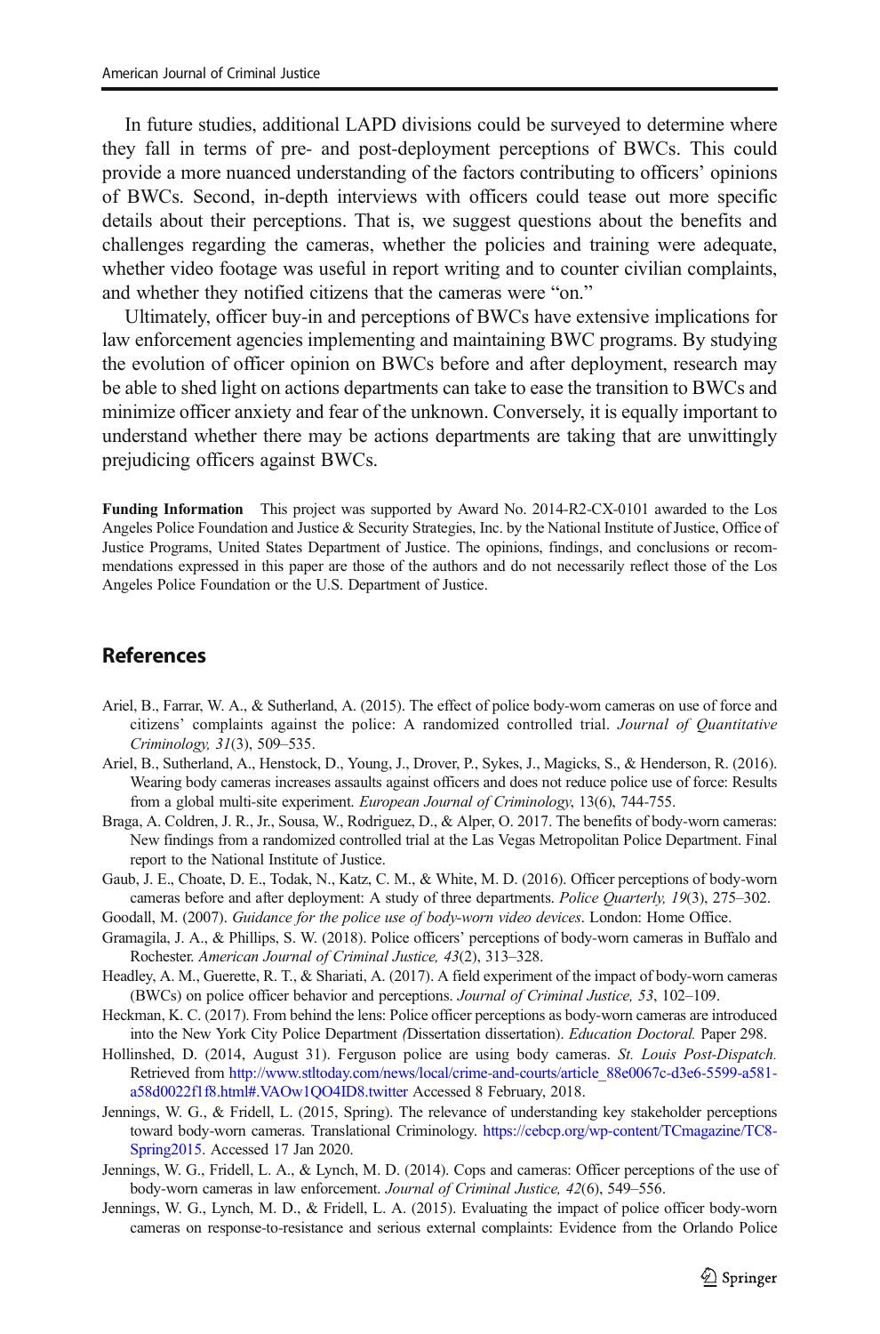In future studies, additional LAPD divisions could be surveyed to determine where they fall in terms of pre- and post-deployment perceptions of BWCs. This could provide a more nuanced understanding of the factors contributing to officers' opinions of BWCs. Second, in-depth interviews with officers could tease out more specific details about their perceptions. That is, we suggest questions about the benefits and challenges regarding the cameras, whether the policies and training were adequate, whether video footage was useful in report writing and to counter civilian complaints, and whether they notified citizens that the cameras were "on."

Ultimately, officer buy-in and perceptions of BWCs have extensive implications for law enforcement agencies implementing and maintaining BWC programs. By studying the evolution of officer opinion on BWCs before and after deployment, research may be able to shed light on actions departments can take to ease the transition to BWCs and minimize officer anxiety and fear of the unknown. Conversely, it is equally important to understand whether there may be actions departments are taking that are unwittingly prejudicing officers against BWCs.

**Funding Information** This project was supported by Award No. 2014-R2-CX-0101 awarded to the Los Angeles Police Foundation and Justice & Security Strategies, Inc. by the National Institute of Justice, Office of Justice Programs, United States Department of Justice. The opinions, findings, and conclusions or recommendations expressed in this paper are those of the authors and do not necessarily reflect those of the Los Angeles Police Foundation or the U.S. Department of Justice.

## References

Ariel, B., Farrar, W. A., & Sutherland, A. (2015). The effect of police body-worn cameras on use of force and citizens' complaints against the police: A randomized controlled trial. *Journal of Quantitative Criminology, 31*(3), 509–535.

Ariel, B., Sutherland, A., Henstock, D., Young, J., Drover, P., Sykes, J., Magicks, S., & Henderson, R. (2016). Wearing body cameras increases assaults against officers and does not reduce police use of force: Results from a global multi-site experiment. *European Journal of Criminology*, 13(6), 744-755.

Braga, A. Coldren, J. R., Jr., Sousa, W., Rodriguez, D., & Alper, O. 2017. The benefits of body-worn cameras: New findings from a randomized controlled trial at the Las Vegas Metropolitan Police Department. Final report to the National Institute of Justice.

Gaub, J. E., Choate, D. E., Todak, N., Katz, C. M., & White, M. D. (2016). Officer perceptions of body-worn cameras before and after deployment: A study of three departments. *Police Quarterly, 19*(3), 275–302.

Goodall, M. (2007). *Guidance for the police use of body-worn video devices*. London: Home Office.

Gramagila, J. A., & Phillips, S. W. (2018). Police officers' perceptions of body-worn cameras in Buffalo and Rochester. *American Journal of Criminal Justice, 43*(2), 313–328.

Headley, A. M., Guerette, R. T., & Shariati, A. (2017). A field experiment of the impact of body-worn cameras (BWCs) on police officer behavior and perceptions. *Journal of Criminal Justice, 53*, 102–109.

Heckman, K. C. (2017). From behind the lens: Police officer perceptions as body-worn cameras are introduced into the New York City Police Department *(*Dissertation dissertation). *Education Doctoral.* Paper 298.

Hollinshed, D. (2014, August 31). Ferguson police are using body cameras. *St. Louis Post-Dispatch.* Retrieved from http://www.stltoday.com/news/local/crime-and-courts/article_88e0067c-d3e6-5599-a581-a58d0022f1f8.html#.VAOw1QO4ID8.twitter Accessed 8 February, 2018.

Jennings, W. G., & Fridell, L. (2015, Spring). The relevance of understanding key stakeholder perceptions toward body-worn cameras. Translational Criminology. https://cebcp.org/wp-content/TCmagazine/TC8-Spring2015. Accessed 17 Jan 2020.

Jennings, W. G., Fridell, L. A., & Lynch, M. D. (2014). Cops and cameras: Officer perceptions of the use of body-worn cameras in law enforcement. *Journal of Criminal Justice, 42*(6), 549–556.

Jennings, W. G., Lynch, M. D., & Fridell, L. A. (2015). Evaluating the impact of police officer body-worn cameras on response-to-resistance and serious external complaints: Evidence from the Orlando Police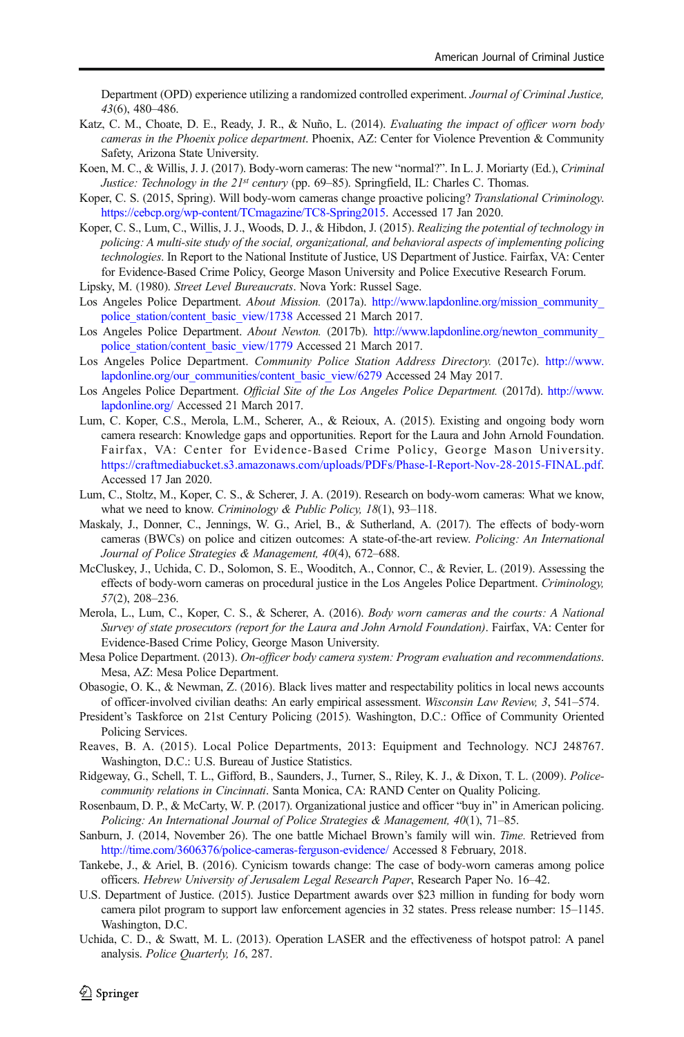Department (OPD) experience utilizing a randomized controlled experiment. *Journal of Criminal Justice, 43*(6), 480–486.

Katz, C. M., Choate, D. E., Ready, J. R., & Nuño, L. (2014). *Evaluating the impact of officer worn body cameras in the Phoenix police department*. Phoenix, AZ: Center for Violence Prevention & Community Safety, Arizona State University.

Koen, M. C., & Willis, J. J. (2017). Body-worn cameras: The new "normal?". In L. J. Moriarty (Ed.), *Criminal Justice: Technology in the 21st century* (pp. 69–85). Springfield, IL: Charles C. Thomas.

Koper, C. S. (2015, Spring). Will body-worn cameras change proactive policing? *Translational Criminology*. https://cebcp.org/wp-content/TCmagazine/TC8-Spring2015. Accessed 17 Jan 2020.

Koper, C. S., Lum, C., Willis, J. J., Woods, D. J., & Hibdon, J. (2015). *Realizing the potential of technology in policing: A multi-site study of the social, organizational, and behavioral aspects of implementing policing technologies*. In Report to the National Institute of Justice, US Department of Justice. Fairfax, VA: Center for Evidence-Based Crime Policy, George Mason University and Police Executive Research Forum.

Lipsky, M. (1980). *Street Level Bureaucrats*. Nova York: Russel Sage.

Los Angeles Police Department. *About Mission.* (2017a). http://www.lapdonline.org/mission_community_police_station/content_basic_view/1738 Accessed 21 March 2017.

Los Angeles Police Department. *About Newton.* (2017b). http://www.lapdonline.org/newton_community_police_station/content_basic_view/1779 Accessed 21 March 2017.

Los Angeles Police Department. *Community Police Station Address Directory.* (2017c). http://www.lapdonline.org/our_communities/content_basic_view/6279 Accessed 24 May 2017.

Los Angeles Police Department. *Official Site of the Los Angeles Police Department.* (2017d). http://www.lapdonline.org/ Accessed 21 March 2017.

Lum, C. Koper, C.S., Merola, L.M., Scherer, A., & Reioux, A. (2015). Existing and ongoing body worn camera research: Knowledge gaps and opportunities. Report for the Laura and John Arnold Foundation. Fairfax, VA: Center for Evidence-Based Crime Policy, George Mason University. https://craftmediabucket.s3.amazonaws.com/uploads/PDFs/Phase-I-Report-Nov-28-2015-FINAL.pdf. Accessed 17 Jan 2020.

Lum, C., Stoltz, M., Koper, C. S., & Scherer, J. A. (2019). Research on body-worn cameras: What we know, what we need to know. *Criminology & Public Policy, 18*(1), 93–118.

Maskaly, J., Donner, C., Jennings, W. G., Ariel, B., & Sutherland, A. (2017). The effects of body-worn cameras (BWCs) on police and citizen outcomes: A state-of-the-art review. *Policing: An International Journal of Police Strategies & Management, 40*(4), 672–688.

McCluskey, J., Uchida, C. D., Solomon, S. E., Wooditch, A., Connor, C., & Revier, L. (2019). Assessing the effects of body-worn cameras on procedural justice in the Los Angeles Police Department. *Criminology, 57*(2), 208–236.

Merola, L., Lum, C., Koper, C. S., & Scherer, A. (2016). *Body worn cameras and the courts: A National Survey of state prosecutors (report for the Laura and John Arnold Foundation)*. Fairfax, VA: Center for Evidence-Based Crime Policy, George Mason University.

Mesa Police Department. (2013). *On-officer body camera system: Program evaluation and recommendations*. Mesa, AZ: Mesa Police Department.

Obasogie, O. K., & Newman, Z. (2016). Black lives matter and respectability politics in local news accounts of officer-involved civilian deaths: An early empirical assessment. *Wisconsin Law Review, 3*, 541–574.

President's Taskforce on 21st Century Policing (2015). Washington, D.C.: Office of Community Oriented Policing Services.

Reaves, B. A. (2015). Local Police Departments, 2013: Equipment and Technology. NCJ 248767. Washington, D.C.: U.S. Bureau of Justice Statistics.

Ridgeway, G., Schell, T. L., Gifford, B., Saunders, J., Turner, S., Riley, K. J., & Dixon, T. L. (2009). *Police-community relations in Cincinnati*. Santa Monica, CA: RAND Center on Quality Policing.

Rosenbaum, D. P., & McCarty, W. P. (2017). Organizational justice and officer "buy in" in American policing. *Policing: An International Journal of Police Strategies & Management, 40*(1), 71–85.

Sanburn, J. (2014, November 26). The one battle Michael Brown's family will win. *Time.* Retrieved from http://time.com/3606376/police-cameras-ferguson-evidence/ Accessed 8 February, 2018.

Tankebe, J., & Ariel, B. (2016). Cynicism towards change: The case of body-worn cameras among police officers. *Hebrew University of Jerusalem Legal Research Paper*, Research Paper No. 16–42.

U.S. Department of Justice. (2015). Justice Department awards over $23 million in funding for body worn camera pilot program to support law enforcement agencies in 32 states. Press release number: 15–1145. Washington, D.C.

Uchida, C. D., & Swatt, M. L. (2013). Operation LASER and the effectiveness of hotspot patrol: A panel analysis. *Police Quarterly, 16*, 287.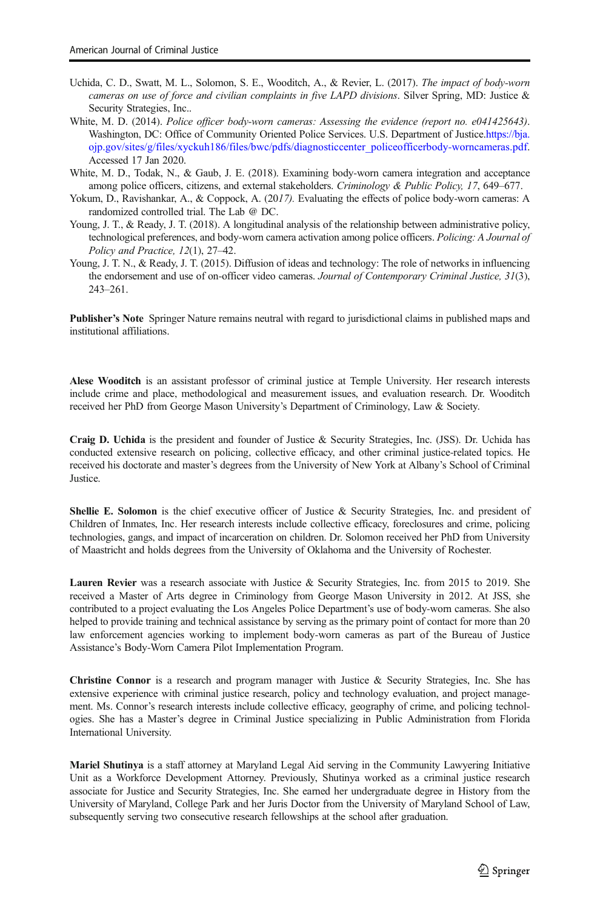Uchida, C. D., Swatt, M. L., Solomon, S. E., Wooditch, A., & Revier, L. (2017). *The impact of body-worn cameras on use of force and civilian complaints in five LAPD divisions*. Silver Spring, MD: Justice & Security Strategies, Inc..

White, M. D. (2014). *Police officer body-worn cameras: Assessing the evidence (report no. e041425643)*. Washington, DC: Office of Community Oriented Police Services. U.S. Department of Justice.https://bja.ojp.gov/sites/g/files/xyckuh186/files/bwc/pdfs/diagnosticcenter_policeofficerbody-worncameras.pdf. Accessed 17 Jan 2020.

White, M. D., Todak, N., & Gaub, J. E. (2018). Examining body-worn camera integration and acceptance among police officers, citizens, and external stakeholders. *Criminology & Public Policy, 17*, 649–677.

Yokum, D., Ravishankar, A., & Coppock, A. (20*17). Evaluating the effects of police body-worn cameras: A randomized controlled trial. The Lab @ DC.

Young, J. T., & Ready, J. T. (2018). A longitudinal analysis of the relationship between administrative policy, technological preferences, and body-worn camera activation among police officers. *Policing: A Journal of Policy and Practice, 12*(1), 27–42.

Young, J. T. N., & Ready, J. T. (2015). Diffusion of ideas and technology: The role of networks in influencing the endorsement and use of on-officer video cameras. *Journal of Contemporary Criminal Justice, 31*(3), 243–261.

**Publisher's Note** Springer Nature remains neutral with regard to jurisdictional claims in published maps and institutional affiliations.

**Alese Wooditch** is an assistant professor of criminal justice at Temple University. Her research interests include crime and place, methodological and measurement issues, and evaluation research. Dr. Wooditch received her PhD from George Mason University's Department of Criminology, Law & Society.

**Craig D. Uchida** is the president and founder of Justice & Security Strategies, Inc. (JSS). Dr. Uchida has conducted extensive research on policing, collective efficacy, and other criminal justice-related topics. He received his doctorate and master's degrees from the University of New York at Albany's School of Criminal Justice.

**Shellie E. Solomon** is the chief executive officer of Justice & Security Strategies, Inc. and president of Children of Inmates, Inc. Her research interests include collective efficacy, foreclosures and crime, policing technologies, gangs, and impact of incarceration on children. Dr. Solomon received her PhD from University of Maastricht and holds degrees from the University of Oklahoma and the University of Rochester.

**Lauren Revier** was a research associate with Justice & Security Strategies, Inc. from 2015 to 2019. She received a Master of Arts degree in Criminology from George Mason University in 2012. At JSS, she contributed to a project evaluating the Los Angeles Police Department's use of body-worn cameras. She also helped to provide training and technical assistance by serving as the primary point of contact for more than 20 law enforcement agencies working to implement body-worn cameras as part of the Bureau of Justice Assistance's Body-Worn Camera Pilot Implementation Program.

**Christine Connor** is a research and program manager with Justice & Security Strategies, Inc. She has extensive experience with criminal justice research, policy and technology evaluation, and project management. Ms. Connor's research interests include collective efficacy, geography of crime, and policing technologies. She has a Master's degree in Criminal Justice specializing in Public Administration from Florida International University.

**Mariel Shutinya** is a staff attorney at Maryland Legal Aid serving in the Community Lawyering Initiative Unit as a Workforce Development Attorney. Previously, Shutinya worked as a criminal justice research associate for Justice and Security Strategies, Inc. She earned her undergraduate degree in History from the University of Maryland, College Park and her Juris Doctor from the University of Maryland School of Law, subsequently serving two consecutive research fellowships at the school after graduation.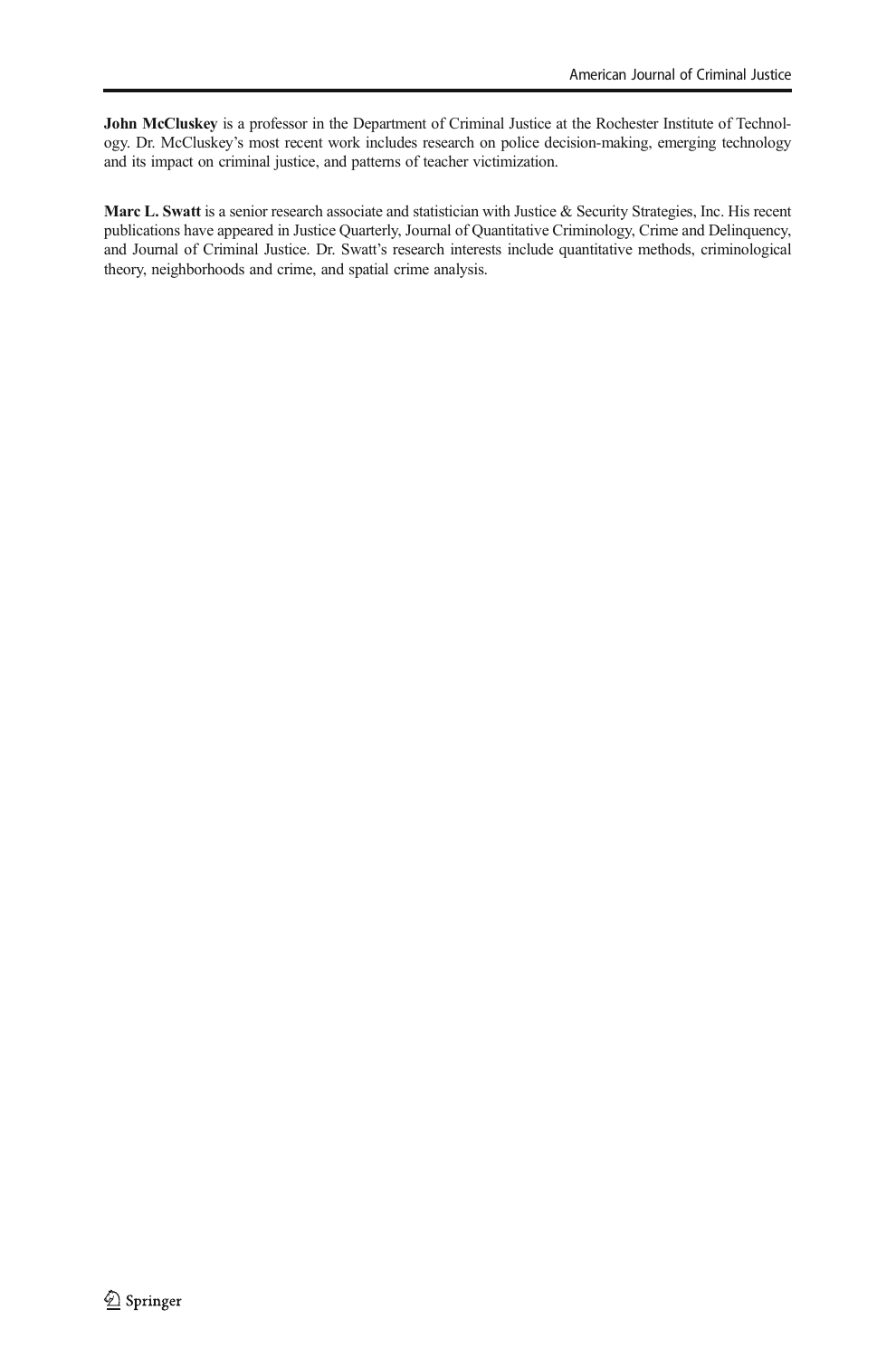**John McCluskey** is a professor in the Department of Criminal Justice at the Rochester Institute of Technology. Dr. McCluskey's most recent work includes research on police decision-making, emerging technology and its impact on criminal justice, and patterns of teacher victimization.

**Marc L. Swatt** is a senior research associate and statistician with Justice & Security Strategies, Inc. His recent publications have appeared in Justice Quarterly, Journal of Quantitative Criminology, Crime and Delinquency, and Journal of Criminal Justice. Dr. Swatt's research interests include quantitative methods, criminological theory, neighborhoods and crime, and spatial crime analysis.